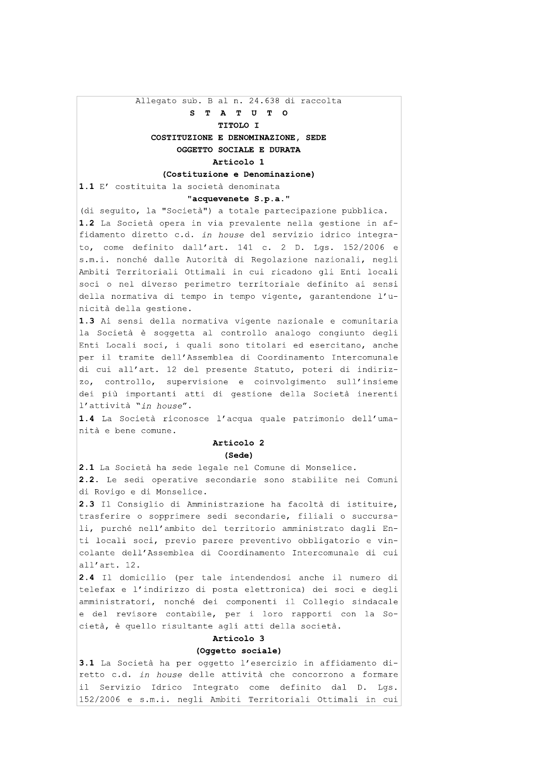Allegato sub. B al n. 24.638 di raccolta

# S T A T U T O

## TITOLO I

## COSTITUZIONE E DENOMINAZIONE, SEDE OGGETTO SOCIALE E DURATA

### Articolo 1

### (Costituzione e Denominazione)

**1.1** E' costituita la società denominata

**"acquevenete S.p.a."**

(di seguito, la "Società") a totale partecipazione pubblica.

**1.2** La Società opera in via prevalente nella gestione in affidamento diretto c.d. *in house* del servizio idrico integrato, come definito dall'art. 141 c. 2 D. Lgs. 152/2006 e s.m.i. nonché dalle Autorità di Regolazione nazionali, negli Ambiti Territoriali Ottimali in cui ricadono gli Enti locali soci o nel diverso perimetro territoriale definito ai sensi della normativa di tempo in tempo vigente, garantendone l'unicità della gestione.

**1.3** Ai sensi della normativa vigente nazionale e comunitaria la Società è soggetta al controllo analogo congiunto degli Enti Locali soci, i quali sono titolari ed esercitano, anche per il tramite dell'Assemblea di Coordinamento Intercomunale di cui all'art. 12 del presente Statuto, poteri di indirizzo, controllo, supervisione e coinvolgimento sull'insieme dei più importanti atti di gestione della Società inerenti l'attività "*in house*".

**1.4** La Società riconosce l'acqua quale patrimonio dell'umanità e bene comune.

### Articolo 2

### (Sede)

**2.1** La Società ha sede legale nel Comune di Monselice.

**2.2.** Le sedi operative secondarie sono stabilite nei Comuni di Rovigo e di Monselice.

**2.3** Il Consiglio di Amministrazione ha facoltà di istituire, trasferire o sopprimere sedi secondarie, filiali o succursali, purché nell'ambito del territorio amministrato dagli Enti locali soci, previo parere preventivo obbligatorio e vincolante dell'Assemblea di Coordinamento Intercomunale di cui all'art. 12.

**2.4** Il domicilio (per tale intendendosi anche il numero di telefax e l'indirizzo di posta elettronica) dei soci e degli amministratori, nonché dei componenti il Collegio sindacale e del revisore contabile, per i loro rapporti con la Società, è quello risultante agli atti della società.

### Articolo 3

### (Oggetto sociale)

**3.1** La Società ha per oggetto l'esercizio in affidamento diretto c.d. *in house* delle attività che concorrono a formare il Servizio Idrico Integrato come definito dal D. Lgs. 152/2006 e s.m.i. negli Ambiti Territoriali Ottimali in cui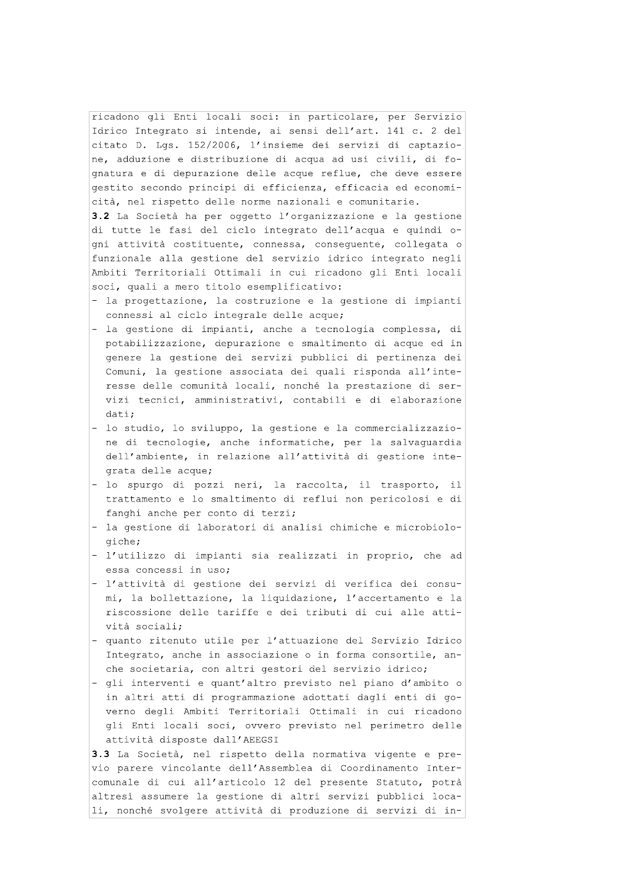ricadono gli Enti locali soci: in particolare, per Servizio Idrico Integrato si intende, ai sensi dell'art. 141 c. 2 del citato D. Lgs. 152/2006, l'insieme dei servizi di captazione, adduzione e distribuzione di acqua ad usi civili, di fognatura e di depurazione delle acque reflue, che deve essere gestito secondo principi di efficienza, efficacia ed economicità, nel rispetto delle norme nazionali e comunitarie.

**3.2** La Società ha per oggetto l'organizzazione e la gestione di tutte le fasi del ciclo integrato dell'acqua e quindi ogni attività costituente, connessa, conseguente, collegata o funzionale alla gestione del servizio idrico integrato negli Ambiti Territoriali Ottimali in cui ricadono gli Enti locali soci, quali a mero titolo esemplificativo:

- la progettazione, la costruzione e la gestione di impianti connessi al ciclo integrale delle acque;
- la gestione di impianti, anche a tecnologia complessa, di potabilizzazione, depurazione e smaltimento di acque ed in genere la gestione dei servizi pubblici di pertinenza dei Comuni, la gestione associata dei quali risponda all'interesse delle comunità locali, nonché la prestazione di servizi tecnici, amministrativi, contabili e di elaborazione dati;
- lo studio, lo sviluppo, la gestione e la commercializzazione di tecnologie, anche informatiche, per la salvaguardia dell'ambiente, in relazione all'attività di gestione integrata delle acque;
- lo spurgo di pozzi neri, la raccolta, il trasporto, il trattamento e lo smaltimento di reflui non pericolosi e di fanghi anche per conto di terzi;
- la gestione di laboratori di analisi chimiche e microbiologiche;
- l'utilizzo di impianti sia realizzati in proprio, che ad essa concessi in uso;
- l'attività di gestione dei servizi di verifica dei consumi, la bollettazione, la liquidazione, l'accertamento e la riscossione delle tariffe e dei tributi di cui alle attività sociali;
- quanto ritenuto utile per l'attuazione del Servizio Idrico Integrato, anche in associazione o in forma consortile, anche societaria, con altri gestori del servizio idrico;
- gli interventi e quant'altro previsto nel piano d'ambito o in altri atti di programmazione adottati dagli enti di governo degli Ambiti Territoriali Ottimali in cui ricadono gli Enti locali soci, ovvero previsto nel perimetro delle attività disposte dall'AEEGSI

**3.3** La Società, nel rispetto della normativa vigente e previo parere vincolante dell'Assemblea di Coordinamento Intercomunale di cui all'articolo 12 del presente Statuto, potrà altresì assumere la gestione di altri servizi pubblici locali, nonché svolgere attività di produzione di servizi di in-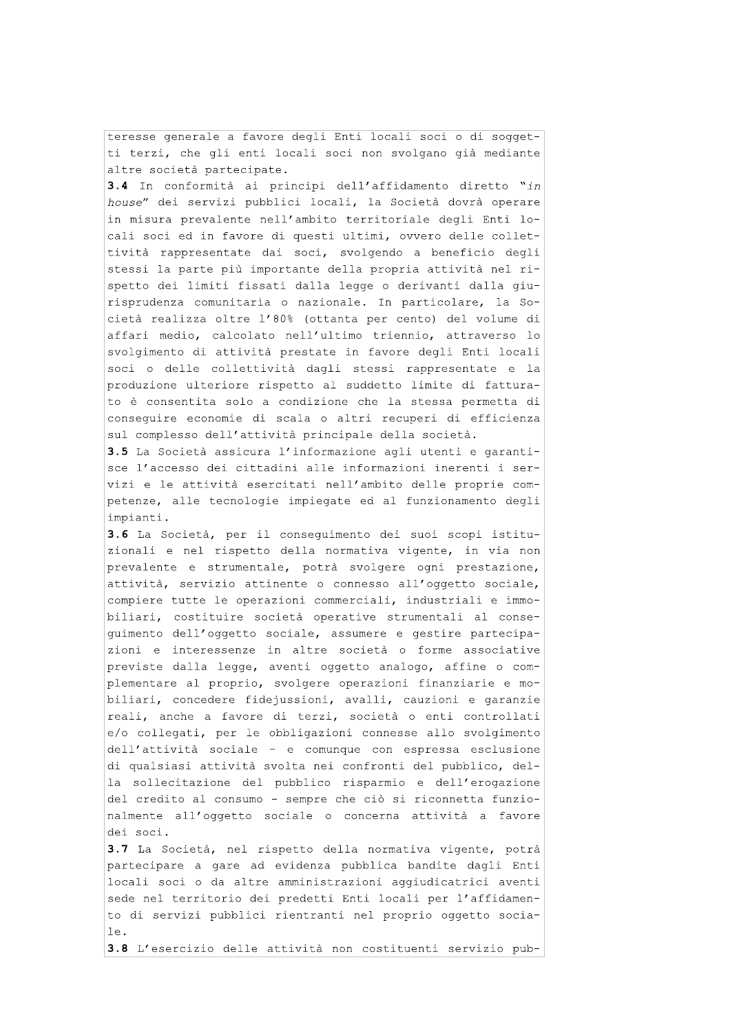teresse generale a favore degli Enti locali soci o di soggetti terzi, che gli enti locali soci non svolgano già mediante altre società partecipate.

**3.4** In conformità ai principi dell'affidamento diretto "*in house*" dei servizi pubblici locali, la Società dovrà operare in misura prevalente nell'ambito territoriale degli Enti locali soci ed in favore di questi ultimi, ovvero delle collettività rappresentate dai soci, svolgendo a beneficio degli stessi la parte più importante della propria attività nel rispetto dei limiti fissati dalla legge o derivanti dalla giurisprudenza comunitaria o nazionale. In particolare, la Società realizza oltre l'80% (ottanta per cento) del volume di affari medio, calcolato nell'ultimo triennio, attraverso lo svolgimento di attività prestate in favore degli Enti locali soci o delle collettività dagli stessi rappresentate e la produzione ulteriore rispetto al suddetto limite di fatturato è consentita solo a condizione che la stessa permetta di conseguire economie di scala o altri recuperi di efficienza sul complesso dell'attività principale della società.

**3.5** La Società assicura l'informazione agli utenti e garantisce l'accesso dei cittadini alle informazioni inerenti i servizi e le attività esercitati nell'ambito delle proprie competenze, alle tecnologie impiegate ed al funzionamento degli impianti.

**3.6** La Società, per il conseguimento dei suoi scopi istituzionali e nel rispetto della normativa vigente, in via non prevalente e strumentale, potrà svolgere ogni prestazione, attività, servizio attinente o connesso all'oggetto sociale, compiere tutte le operazioni commerciali, industriali e immobiliari, costituire società operative strumentali al conseguimento dell'oggetto sociale, assumere e gestire partecipazioni e interessenze in altre società o forme associative previste dalla legge, aventi oggetto analogo, affine o complementare al proprio, svolgere operazioni finanziarie e mobiliari, concedere fidejussioni, avalli, cauzioni e garanzie reali, anche a favore di terzi, società o enti controllati e/o collegati, per le obbligazioni connesse allo svolgimento dell'attività sociale - e comunque con espressa esclusione di qualsiasi attività svolta nei confronti del pubblico, della sollecitazione del pubblico risparmio e dell'erogazione del credito al consumo - sempre che ciò si riconnetta funzionalmente all'oggetto sociale o concerna attività a favore dei soci.

**3.7** La Società, nel rispetto della normativa vigente, potrà partecipare a gare ad evidenza pubblica bandite dagli Enti locali soci o da altre amministrazioni aggiudicatrici aventi sede nel territorio dei predetti Enti locali per l'affidamento di servizi pubblici rientranti nel proprio oggetto sociale.

**3.8** L'esercizio delle attività non costituenti servizio pub-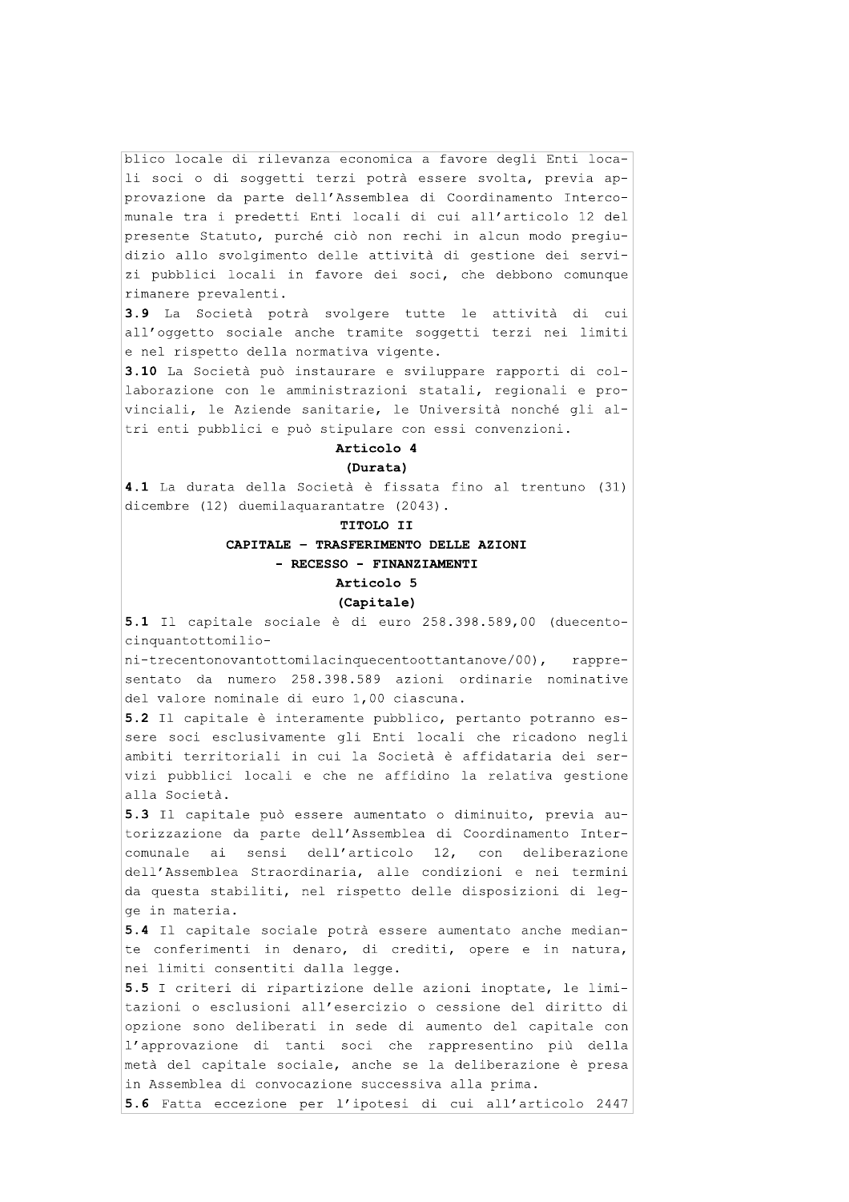blico locale di rilevanza economica a favore degli Enti locali soci o di soggetti terzi potrà essere svolta, previa approvazione da parte dell'Assemblea di Coordinamento Intercomunale tra i predetti Enti locali di cui all'articolo 12 del presente Statuto, purché ciò non rechi in alcun modo pregiudizio allo svolgimento delle attività di gestione dei servizi pubblici locali in favore dei soci, che debbono comunque rimanere prevalenti.

**3.9** La Società potrà svolgere tutte le attività di cui all'oggetto sociale anche tramite soggetti terzi nei limiti e nel rispetto della normativa vigente.

**3.10** La Società può instaurare e sviluppare rapporti di collaborazione con le amministrazioni statali, regionali e provinciali, le Aziende sanitarie, le Università nonché gli altri enti pubblici e può stipulare con essi convenzioni.

**Articolo 4**

**(Durata)**

**4.1** La durata della Società è fissata fino al trentuno (31) dicembre (12) duemilaquarantatre (2043).

**TITOLO II**

**CAPITALE - TRASFERIMENTO DELLE AZIONI - RECESSO - FINANZIAMENTI**

**Articolo 5**

**(Capitale)**

**5.1** Il capitale sociale è di euro 258.398.589,00 (duecentocinquantottomilioni-trecentonovantottomilacinquecentoottantanove/00), rappresentato da numero 258.398.589 azioni ordinarie nominative del valore nominale di euro 1,00 ciascuna.

**5.2** Il capitale è interamente pubblico, pertanto potranno essere soci esclusivamente gli Enti locali che ricadono negli ambiti territoriali in cui la Società è affidataria dei servizi pubblici locali e che ne affidino la relativa gestione alla Società.

**5.3** Il capitale può essere aumentato o diminuito, previa autorizzazione da parte dell'Assemblea di Coordinamento Intercomunale ai sensi dell'articolo 12, con deliberazione dell'Assemblea Straordinaria, alle condizioni e nei termini da questa stabiliti, nel rispetto delle disposizioni di legge in materia.

**5.4** Il capitale sociale potrà essere aumentato anche mediante conferimenti in denaro, di crediti, opere e in natura, nei limiti consentiti dalla legge.

**5.5** I criteri di ripartizione delle azioni inoptate, le limitazioni o esclusioni all'esercizio o cessione del diritto di opzione sono deliberati in sede di aumento del capitale con l'approvazione di tanti soci che rappresentino più della metà del capitale sociale, anche se la deliberazione è presa in Assemblea di convocazione successiva alla prima.

**5.6** Fatta eccezione per l'ipotesi di cui all'articolo 2447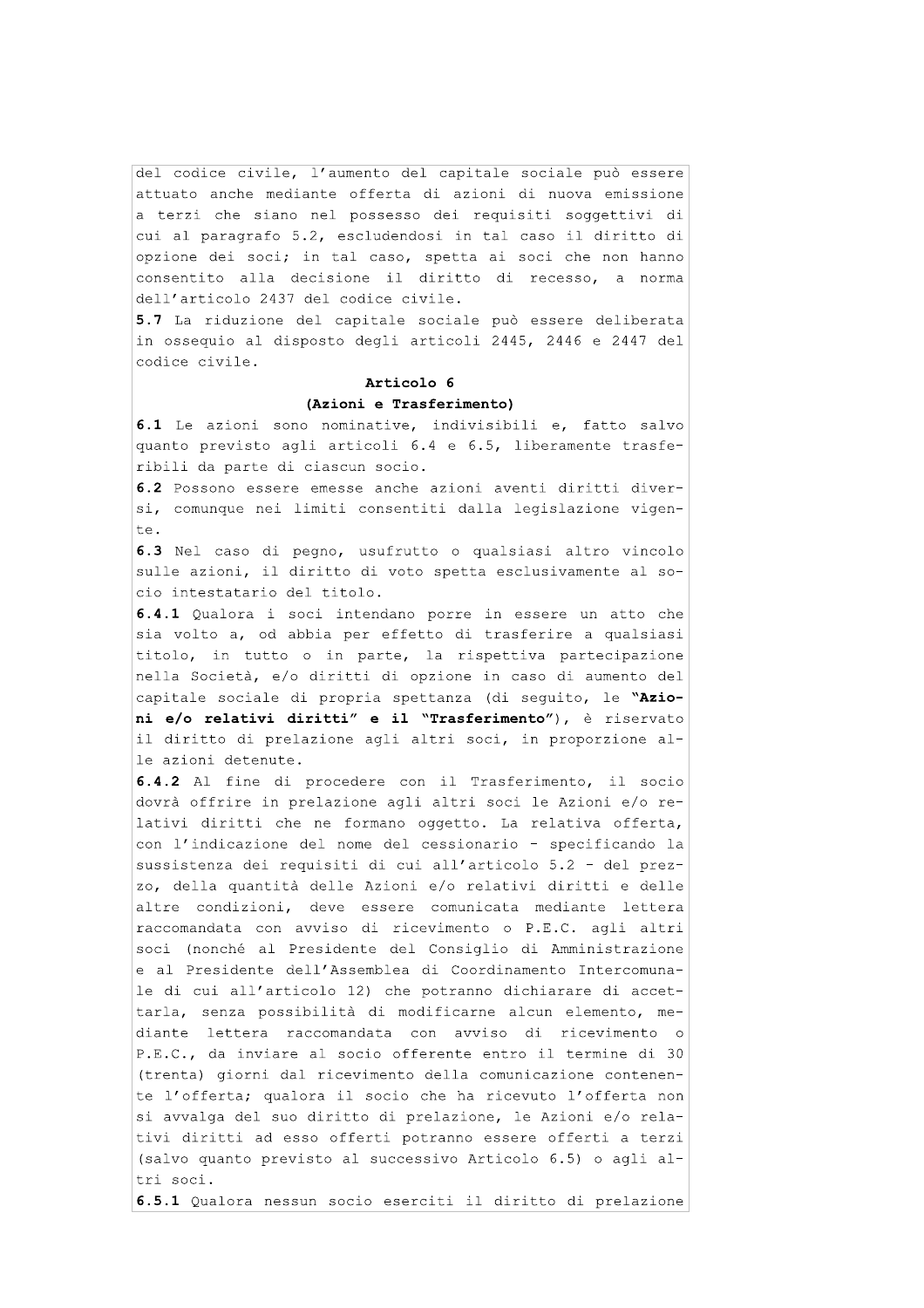del codice civile, l'aumento del capitale sociale può essere attuato anche mediante offerta di azioni di nuova emissione a terzi che siano nel possesso dei requisiti soggettivi di cui al paragrafo 5.2, escludendosi in tal caso il diritto di opzione dei soci; in tal caso, spetta ai soci che non hanno consentito alla decisione il diritto di recesso, a norma dell'articolo 2437 del codice civile.

**5.7** La riduzione del capitale sociale può essere deliberata in ossequio al disposto degli articoli 2445, 2446 e 2447 del codice civile.

**Articolo 6**

**(Azioni e Trasferimento)**

**6.1** Le azioni sono nominative, indivisibili e, fatto salvo quanto previsto agli articoli 6.4 e 6.5, liberamente trasferibili da parte di ciascun socio.

**6.2** Possono essere emesse anche azioni aventi diritti diversi, comunque nei limiti consentiti dalla legislazione vigente.

**6.3** Nel caso di pegno, usufrutto o qualsiasi altro vincolo sulle azioni, il diritto di voto spetta esclusivamente al socio intestatario del titolo.

**6.4.1** Qualora i soci intendano porre in essere un atto che sia volto a, od abbia per effetto di trasferire a qualsiasi titolo, in tutto o in parte, la rispettiva partecipazione nella Società, e/o diritti di opzione in caso di aumento del capitale sociale di propria spettanza (di seguito, le **"Azioni e/o relativi diritti"** e il **"Trasferimento"**), è riservato il diritto di prelazione agli altri soci, in proporzione alle azioni detenute.

**6.4.2** Al fine di procedere con il Trasferimento, il socio dovrà offrire in prelazione agli altri soci le Azioni e/o relativi diritti che ne formano oggetto. La relativa offerta, con l'indicazione del nome del cessionario - specificando la sussistenza dei requisiti di cui all'articolo 5.2 - del prezzo, della quantità delle Azioni e/o relativi diritti e delle altre condizioni, deve essere comunicata mediante lettera raccomandata con avviso di ricevimento o P.E.C. agli altri soci (nonché al Presidente del Consiglio di Amministrazione e al Presidente dell'Assemblea di Coordinamento Intercomunale di cui all'articolo 12) che potranno dichiarare di accettarla, senza possibilità di modificarne alcun elemento, mediante lettera raccomandata con avviso di ricevimento o P.E.C., da inviare al socio offerente entro il termine di 30 (trenta) giorni dal ricevimento della comunicazione contenente l'offerta; qualora il socio che ha ricevuto l'offerta non si avvalga del suo diritto di prelazione, le Azioni e/o relativi diritti ad esso offerti potranno essere offerti a terzi (salvo quanto previsto al successivo Articolo 6.5) o agli altri soci.

**6.5.1** Qualora nessun socio eserciti il diritto di prelazione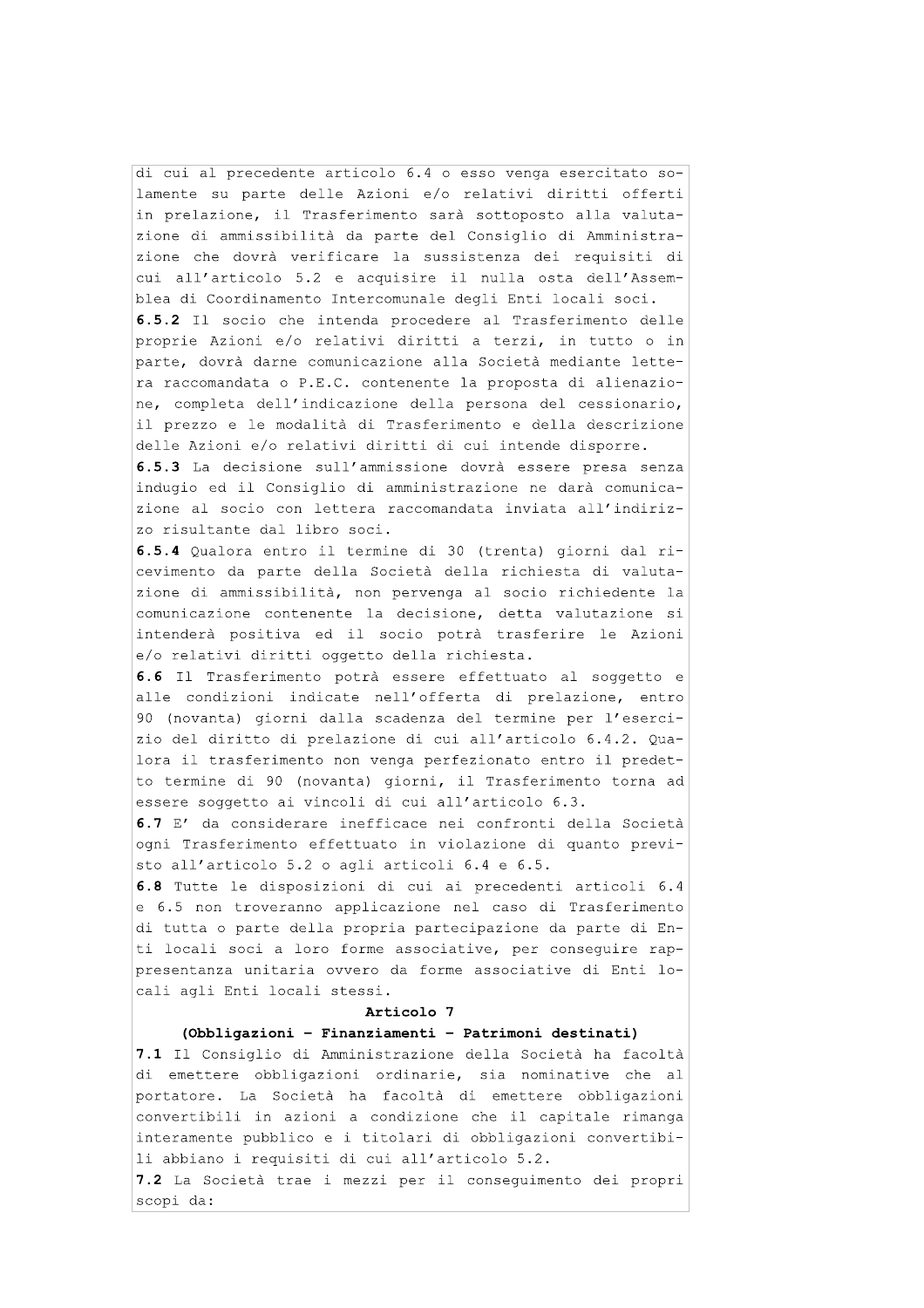di cui al precedente articolo 6.4 o esso venga esercitato solamente su parte delle Azioni e/o relativi diritti offerti in prelazione, il Trasferimento sarà sottoposto alla valutazione di ammissibilità da parte del Consiglio di Amministrazione che dovrà verificare la sussistenza dei requisiti di cui all'articolo 5.2 e acquisire il nulla osta dell'Assemblea di Coordinamento Intercomunale degli Enti locali soci.

**6.5.2** Il socio che intenda procedere al Trasferimento delle proprie Azioni e/o relativi diritti a terzi, in tutto o in parte, dovrà darne comunicazione alla Società mediante lettera raccomandata o P.E.C. contenente la proposta di alienazione, completa dell'indicazione della persona del cessionario, il prezzo e le modalità di Trasferimento e della descrizione delle Azioni e/o relativi diritti di cui intende disporre.

**6.5.3** La decisione sull'ammissione dovrà essere presa senza indugio ed il Consiglio di amministrazione ne darà comunicazione al socio con lettera raccomandata inviata all'indirizzo risultante dal libro soci.

**6.5.4** Qualora entro il termine di 30 (trenta) giorni dal ricevimento da parte della Società della richiesta di valutazione di ammissibilità, non pervenga al socio richiedente la comunicazione contenente la decisione, detta valutazione si intenderà positiva ed il socio potrà trasferire le Azioni e/o relativi diritti oggetto della richiesta.

**6.6** Il Trasferimento potrà essere effettuato al soggetto e alle condizioni indicate nell'offerta di prelazione, entro 90 (novanta) giorni dalla scadenza del termine per l'esercizio del diritto di prelazione di cui all'articolo 6.4.2. Qualora il trasferimento non venga perfezionato entro il predetto termine di 90 (novanta) giorni, il Trasferimento torna ad essere soggetto ai vincoli di cui all'articolo 6.3.

**6.7** E' da considerare inefficace nei confronti della Società ogni Trasferimento effettuato in violazione di quanto previsto all'articolo 5.2 o agli articoli 6.4 e 6.5.

**6.8** Tutte le disposizioni di cui ai precedenti articoli 6.4 e 6.5 non troveranno applicazione nel caso di Trasferimento di tutta o parte della propria partecipazione da parte di Enti locali soci a loro forme associative, per conseguire rappresentanza unitaria ovvero da forme associative di Enti locali agli Enti locali stessi.

## Articolo 7

### (Obbligazioni – Finanziamenti – Patrimoni destinati)

**7.1** Il Consiglio di Amministrazione della Società ha facoltà di emettere obbligazioni ordinarie, sia nominative che al portatore. La Società ha facoltà di emettere obbligazioni convertibili in azioni a condizione che il capitale rimanga interamente pubblico e i titolari di obbligazioni convertibili abbiano i requisiti di cui all'articolo 5.2.

**7.2** La Società trae i mezzi per il conseguimento dei propri scopi da: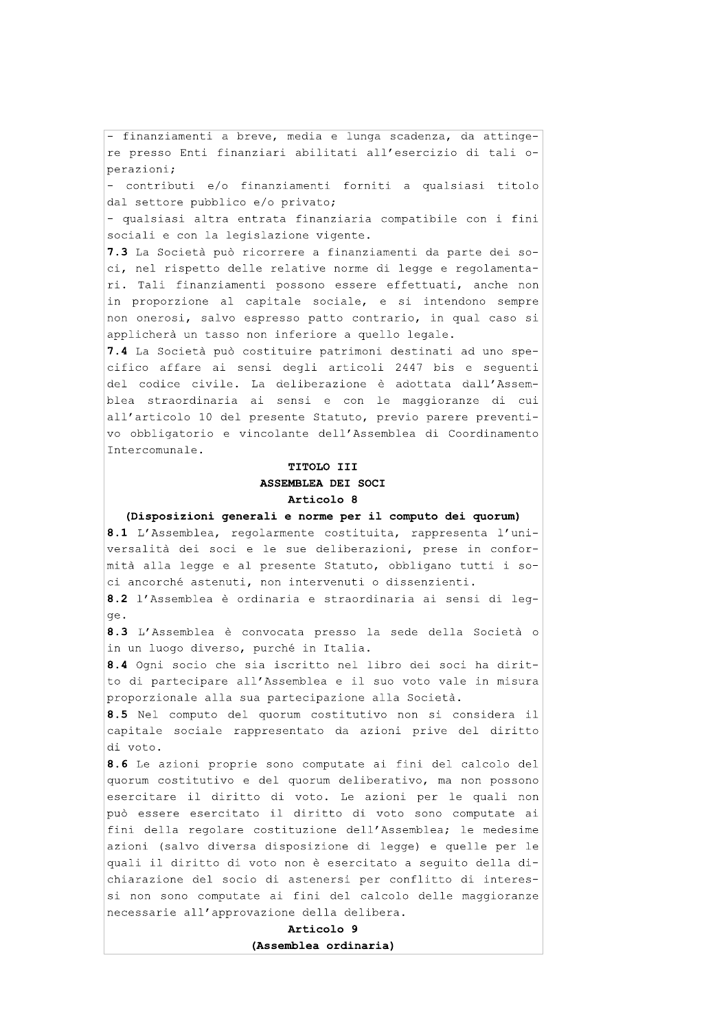- finanziamenti a breve, media e lunga scadenza, da attingere presso Enti finanziari abilitati all'esercizio di tali operazioni;
- contributi e/o finanziamenti forniti a qualsiasi titolo dal settore pubblico e/o privato;
- qualsiasi altra entrata finanziaria compatibile con i fini sociali e con la legislazione vigente.

**7.3** La Società può ricorrere a finanziamenti da parte dei soci, nel rispetto delle relative norme di legge e regolamentari. Tali finanziamenti possono essere effettuati, anche non in proporzione al capitale sociale, e si intendono sempre non onerosi, salvo espresso patto contrario, in qual caso si applicherà un tasso non inferiore a quello legale.

**7.4** La Società può costituire patrimoni destinati ad uno specifico affare ai sensi degli articoli 2447 bis e seguenti del codice civile. La deliberazione è adottata dall'Assemblea straordinaria ai sensi e con le maggioranze di cui all'articolo 10 del presente Statuto, previo parere preventivo obbligatorio e vincolante dell'Assemblea di Coordinamento Intercomunale.

## TITOLO III
## ASSEMBLEA DEI SOCI
### Articolo 8
### (Disposizioni generali e norme per il computo dei quorum)

**8.1** L'Assemblea, regolarmente costituita, rappresenta l'universalità dei soci e le sue deliberazioni, prese in conformità alla legge e al presente Statuto, obbligano tutti i soci ancorché astenuti, non intervenuti o dissenzienti.

**8.2** l'Assemblea è ordinaria e straordinaria ai sensi di legge.

**8.3** L'Assemblea è convocata presso la sede della Società o in un luogo diverso, purché in Italia.

**8.4** Ogni socio che sia iscritto nel libro dei soci ha diritto di partecipare all'Assemblea e il suo voto vale in misura proporzionale alla sua partecipazione alla Società.

**8.5** Nel computo del quorum costitutivo non si considera il capitale sociale rappresentato da azioni prive del diritto di voto.

**8.6** Le azioni proprie sono computate ai fini del calcolo del quorum costitutivo e del quorum deliberativo, ma non possono esercitare il diritto di voto. Le azioni per le quali non può essere esercitato il diritto di voto sono computate ai fini della regolare costituzione dell'Assemblea; le medesime azioni (salvo diversa disposizione di legge) e quelle per le quali il diritto di voto non è esercitato a seguito della dichiarazione del socio di astenersi per conflitto di interessi non sono computate ai fini del calcolo delle maggioranze necessarie all'approvazione della delibera.

### Articolo 9
### (Assemblea ordinaria)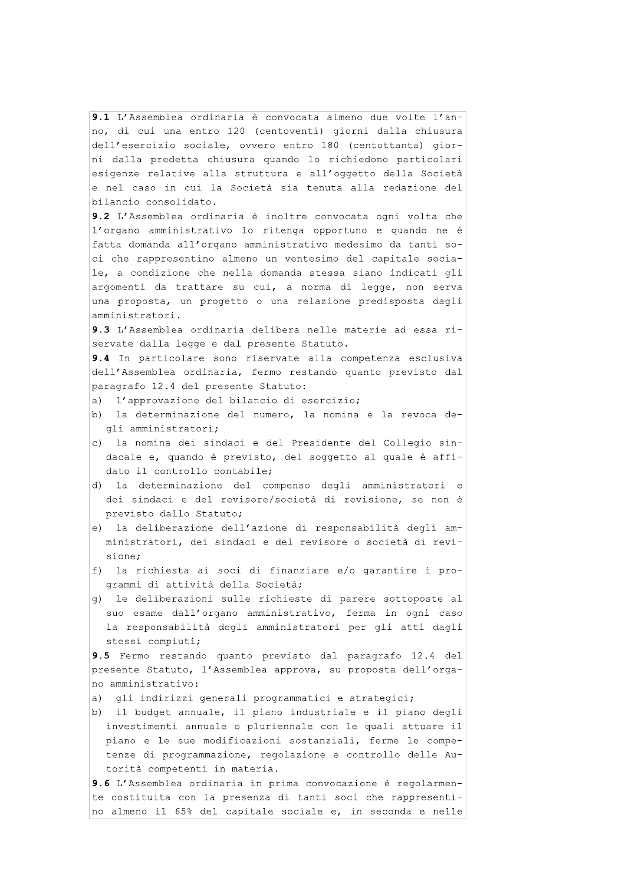**9.1** L'Assemblea ordinaria è convocata almeno due volte l'anno, di cui una entro 120 (centoventi) giorni dalla chiusura dell'esercizio sociale, ovvero entro 180 (centottanta) giorni dalla predetta chiusura quando lo richiedono particolari esigenze relative alla struttura e all'oggetto della Società e nel caso in cui la Società sia tenuta alla redazione del bilancio consolidato.

**9.2** L'Assemblea ordinaria è inoltre convocata ogni volta che l'organo amministrativo lo ritenga opportuno e quando ne è fatta domanda all'organo amministrativo medesimo da tanti soci che rappresentino almeno un ventesimo del capitale sociale, a condizione che nella domanda stessa siano indicati gli argomenti da trattare su cui, a norma di legge, non serva una proposta, un progetto o una relazione predisposta dagli amministratori.

**9.3** L'Assemblea ordinaria delibera nelle materie ad essa riservate dalla legge e dal presente Statuto.

**9.4** In particolare sono riservate alla competenza esclusiva dell'Assemblea ordinaria, fermo restando quanto previsto dal paragrafo 12.4 del presente Statuto:

a) l'approvazione del bilancio di esercizio;
b) la determinazione del numero, la nomina e la revoca degli amministratori;
c) la nomina dei sindaci e del Presidente del Collegio sindacale e, quando è previsto, del soggetto al quale è affidato il controllo contabile;
d) la determinazione del compenso degli amministratori e dei sindaci e del revisore/società di revisione, se non è previsto dallo Statuto;
e) la deliberazione dell'azione di responsabilità degli amministratori, dei sindaci e del revisore o società di revisione;
f) la richiesta ai soci di finanziare e/o garantire i programmi di attività della Società;
g) le deliberazioni sulle richieste di parere sottoposte al suo esame dall'organo amministrativo, ferma in ogni caso la responsabilità degli amministratori per gli atti dagli stessi compiuti;

**9.5** Fermo restando quanto previsto dal paragrafo 12.4 del presente Statuto, l'Assemblea approva, su proposta dell'organo amministrativo:

a) gli indirizzi generali programmatici e strategici;
b) il budget annuale, il piano industriale e il piano degli investimenti annuale o pluriennale con le quali attuare il piano e le sue modificazioni sostanziali, ferme le competenze di programmazione, regolazione e controllo delle Autorità competenti in materia.

**9.6** L'Assemblea ordinaria in prima convocazione è regolarmente costituita con la presenza di tanti soci che rappresentino almeno il 65% del capitale sociale e, in seconda e nelle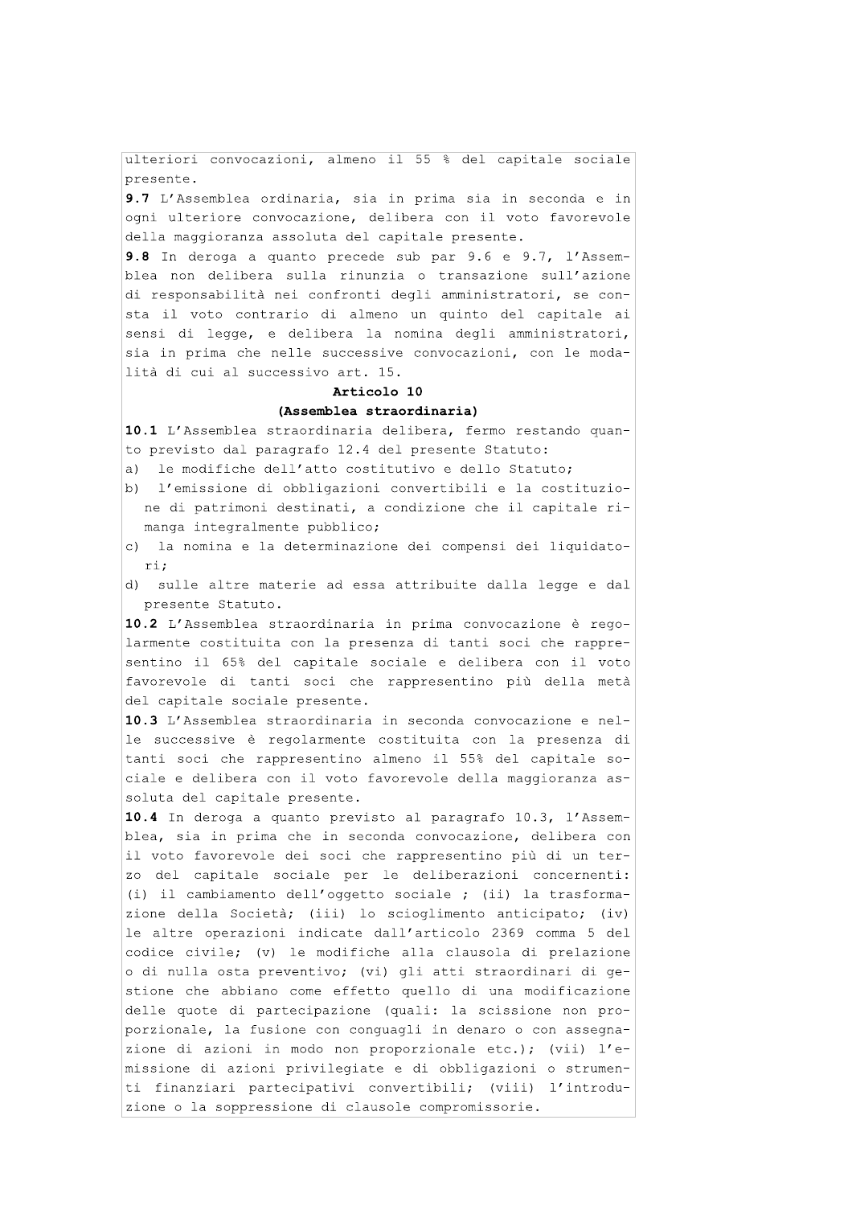ulteriori convocazioni, almeno il 55 % del capitale sociale presente.

**9.7** L'Assemblea ordinaria, sia in prima sia in seconda e in ogni ulteriore convocazione, delibera con il voto favorevole della maggioranza assoluta del capitale presente.

**9.8** In deroga a quanto precede sub par 9.6 e 9.7, l'Assemblea non delibera sulla rinunzia o transazione sull'azione di responsabilità nei confronti degli amministratori, se consta il voto contrario di almeno un quinto del capitale ai sensi di legge, e delibera la nomina degli amministratori, sia in prima che nelle successive convocazioni, con le modalità di cui al successivo art. 15.

## Articolo 10
## (Assemblea straordinaria)

**10.1** L'Assemblea straordinaria delibera, fermo restando quanto previsto dal paragrafo 12.4 del presente Statuto:

a) le modifiche dell'atto costitutivo e dello Statuto;
b) l'emissione di obbligazioni convertibili e la costituzione di patrimoni destinati, a condizione che il capitale rimanga integralmente pubblico;
c) la nomina e la determinazione dei compensi dei liquidatori;
d) sulle altre materie ad essa attribuite dalla legge e dal presente Statuto.

**10.2** L'Assemblea straordinaria in prima convocazione è regolarmente costituita con la presenza di tanti soci che rappresentino il 65% del capitale sociale e delibera con il voto favorevole di tanti soci che rappresentino più della metà del capitale sociale presente.

**10.3** L'Assemblea straordinaria in seconda convocazione e nelle successive è regolarmente costituita con la presenza di tanti soci che rappresentino almeno il 55% del capitale sociale e delibera con il voto favorevole della maggioranza assoluta del capitale presente.

**10.4** In deroga a quanto previsto al paragrafo 10.3, l'Assemblea, sia in prima che in seconda convocazione, delibera con il voto favorevole dei soci che rappresentino più di un terzo del capitale sociale per le deliberazioni concernenti: (i) il cambiamento dell'oggetto sociale ; (ii) la trasformazione della Società; (iii) lo scioglimento anticipato; (iv) le altre operazioni indicate dall'articolo 2369 comma 5 del codice civile; (v) le modifiche alla clausola di prelazione o di nulla osta preventivo; (vi) gli atti straordinari di gestione che abbiano come effetto quello di una modificazione delle quote di partecipazione (quali: la scissione non proporzionale, la fusione con conguagli in denaro o con assegnazione di azioni in modo non proporzionale etc.); (vii) l'emissione di azioni privilegiate e di obbligazioni o strumenti finanziari partecipativi convertibili; (viii) l'introduzione o la soppressione di clausole compromissorie.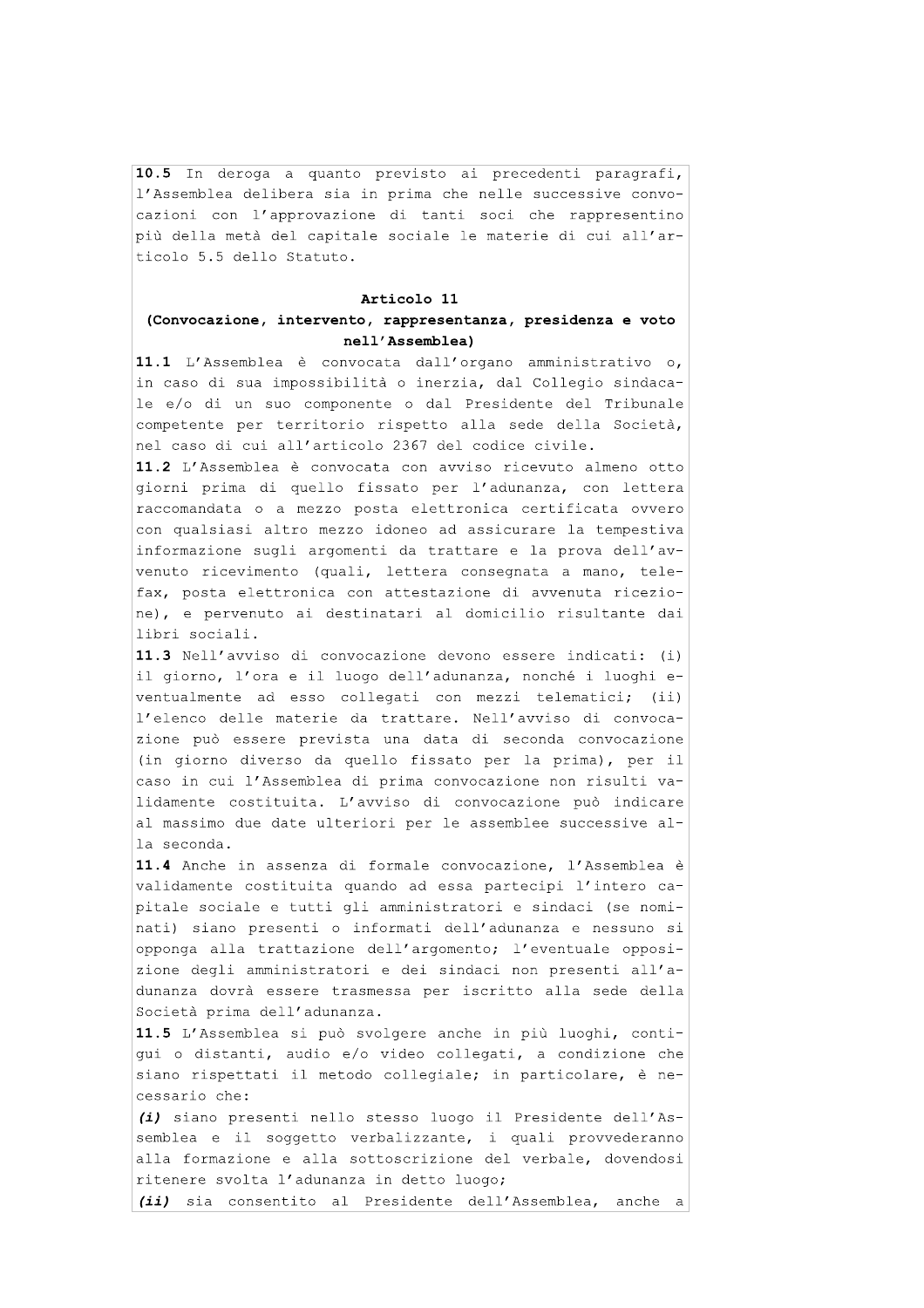**10.5** In deroga a quanto previsto ai precedenti paragrafi, l'Assemblea delibera sia in prima che nelle successive convocazioni con l'approvazione di tanti soci che rappresentino più della metà del capitale sociale le materie di cui all'articolo 5.5 dello Statuto.

**Articolo 11**
**(Convocazione, intervento, rappresentanza, presidenza e voto nell'Assemblea)**

**11.1** L'Assemblea è convocata dall'organo amministrativo o, in caso di sua impossibilità o inerzia, dal Collegio sindacale e/o di un suo componente o dal Presidente del Tribunale competente per territorio rispetto alla sede della Società, nel caso di cui all'articolo 2367 del codice civile.

**11.2** L'Assemblea è convocata con avviso ricevuto almeno otto giorni prima di quello fissato per l'adunanza, con lettera raccomandata o a mezzo posta elettronica certificata ovvero con qualsiasi altro mezzo idoneo ad assicurare la tempestiva informazione sugli argomenti da trattare e la prova dell'avvenuto ricevimento (quali, lettera consegnata a mano, telefax, posta elettronica con attestazione di avvenuta ricezione), e pervenuto ai destinatari al domicilio risultante dai libri sociali.

**11.3** Nell'avviso di convocazione devono essere indicati: (i) il giorno, l'ora e il luogo dell'adunanza, nonché i luoghi eventualmente ad esso collegati con mezzi telematici; (ii) l'elenco delle materie da trattare. Nell'avviso di convocazione può essere prevista una data di seconda convocazione (in giorno diverso da quello fissato per la prima), per il caso in cui l'Assemblea di prima convocazione non risulti validamente costituita. L'avviso di convocazione può indicare al massimo due date ulteriori per le assemblee successive alla seconda.

**11.4** Anche in assenza di formale convocazione, l'Assemblea è validamente costituita quando ad essa partecipi l'intero capitale sociale e tutti gli amministratori e sindaci (se nominati) siano presenti o informati dell'adunanza e nessuno si opponga alla trattazione dell'argomento; l'eventuale opposizione degli amministratori e dei sindaci non presenti all'adunanza dovrà essere trasmessa per iscritto alla sede della Società prima dell'adunanza.

**11.5** L'Assemblea si può svolgere anche in più luoghi, contigui o distanti, audio e/o video collegati, a condizione che siano rispettati il metodo collegiale; in particolare, è necessario che:

***(i)*** siano presenti nello stesso luogo il Presidente dell'Assemblea e il soggetto verbalizzante, i quali provvederanno alla formazione e alla sottoscrizione del verbale, dovendosi ritenere svolta l'adunanza in detto luogo;

***(ii)*** sia consentito al Presidente dell'Assemblea, anche a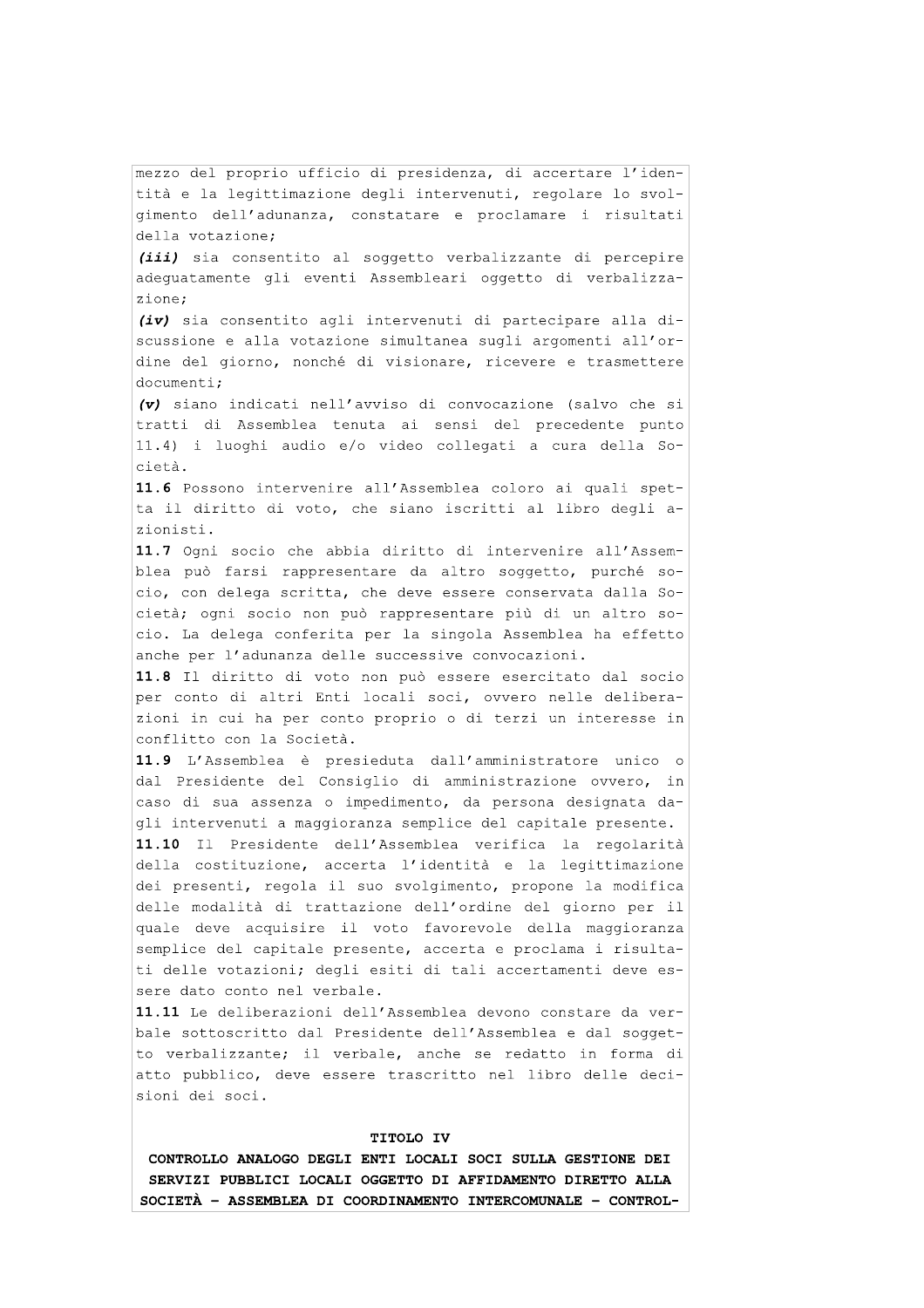mezzo del proprio ufficio di presidenza, di accertare l'identità e la legittimazione degli intervenuti, regolare lo svolgimento dell'adunanza, constatare e proclamare i risultati della votazione;

***(iii)*** sia consentito al soggetto verbalizzante di percepire adeguatamente gli eventi Assembleari oggetto di verbalizzazione;

***(iv)*** sia consentito agli intervenuti di partecipare alla discussione e alla votazione simultanea sugli argomenti all'ordine del giorno, nonché di visionare, ricevere e trasmettere documenti;

***(v)*** siano indicati nell'avviso di convocazione (salvo che si tratti di Assemblea tenuta ai sensi del precedente punto 11.4) i luoghi audio e/o video collegati a cura della Società.

**11.6** Possono intervenire all'Assemblea coloro ai quali spetta il diritto di voto, che siano iscritti al libro degli azionisti.

**11.7** Ogni socio che abbia diritto di intervenire all'Assemblea può farsi rappresentare da altro soggetto, purché socio, con delega scritta, che deve essere conservata dalla Società; ogni socio non può rappresentare più di un altro socio. La delega conferita per la singola Assemblea ha effetto anche per l'adunanza delle successive convocazioni.

**11.8** Il diritto di voto non può essere esercitato dal socio per conto di altri Enti locali soci, ovvero nelle deliberazioni in cui ha per conto proprio o di terzi un interesse in conflitto con la Società.

**11.9** L'Assemblea è presieduta dall'amministratore unico o dal Presidente del Consiglio di amministrazione ovvero, in caso di sua assenza o impedimento, da persona designata dagli intervenuti a maggioranza semplice del capitale presente.

**11.10** Il Presidente dell'Assemblea verifica la regolarità della costituzione, accerta l'identità e la legittimazione dei presenti, regola il suo svolgimento, propone la modifica delle modalità di trattazione dell'ordine del giorno per il quale deve acquisire il voto favorevole della maggioranza semplice del capitale presente, accerta e proclama i risultati delle votazioni; degli esiti di tali accertamenti deve essere dato conto nel verbale.

**11.11** Le deliberazioni dell'Assemblea devono constare da verbale sottoscritto dal Presidente dell'Assemblea e dal soggetto verbalizzante; il verbale, anche se redatto in forma di atto pubblico, deve essere trascritto nel libro delle decisioni dei soci.

## TITOLO IV

## CONTROLLO ANALOGO DEGLI ENTI LOCALI SOCI SULLA GESTIONE DEI SERVIZI PUBBLICI LOCALI OGGETTO DI AFFIDAMENTO DIRETTO ALLA SOCIETÀ – ASSEMBLEA DI COORDINAMENTO INTERCOMUNALE – CONTROL-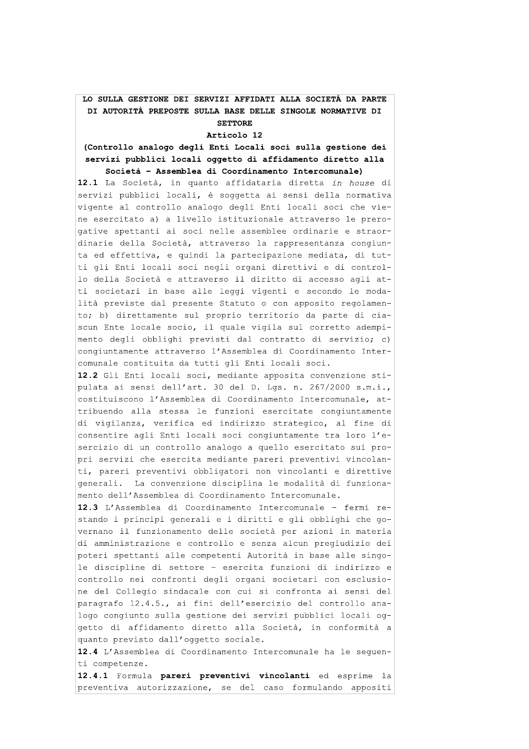**LO SULLA GESTIONE DEI SERVIZI AFFIDATI ALLA SOCIETÀ DA PARTE DI AUTORITÀ PREPOSTE SULLA BASE DELLE SINGOLE NORMATIVE DI SETTORE**

**Articolo 12**

**(Controllo analogo degli Enti Locali soci sulla gestione dei servizi pubblici locali oggetto di affidamento diretto alla Società – Assemblea di Coordinamento Intercomunale)**

**12.1** La Società, in quanto affidataria diretta *in house* di servizi pubblici locali, è soggetta ai sensi della normativa vigente al controllo analogo degli Enti locali soci che viene esercitato a) a livello istituzionale attraverso le prerogative spettanti ai soci nelle assemblee ordinarie e straordinarie della Società, attraverso la rappresentanza congiunta ed effettiva, e quindi la partecipazione mediata, di tutti gli Enti locali soci negli organi direttivi e di controllo della Società e attraverso il diritto di accesso agli atti societari in base alle leggi vigenti e secondo le modalità previste dal presente Statuto o con apposito regolamento; b) direttamente sul proprio territorio da parte di ciascun Ente locale socio, il quale vigila sul corretto adempimento degli obblighi previsti dal contratto di servizio; c) congiuntamente attraverso l'Assemblea di Coordinamento Intercomunale costituita da tutti gli Enti locali soci.

**12.2** Gli Enti locali soci, mediante apposita convenzione stipulata ai sensi dell'art. 30 del D. Lgs. n. 267/2000 s.m.i., costituiscono l'Assemblea di Coordinamento Intercomunale, attribuendo alla stessa le funzioni esercitate congiuntamente di vigilanza, verifica ed indirizzo strategico, al fine di consentire agli Enti locali soci congiuntamente tra loro l'esercizio di un controllo analogo a quello esercitato sui propri servizi che esercita mediante pareri preventivi vincolanti, pareri preventivi obbligatori non vincolanti e direttive generali. La convenzione disciplina le modalità di funzionamento dell'Assemblea di Coordinamento Intercomunale.

**12.3** L'Assemblea di Coordinamento Intercomunale – fermi restando i principi generali e i diritti e gli obblighi che governano il funzionamento delle società per azioni in materia di amministrazione e controllo e senza alcun pregiudizio dei poteri spettanti alle competenti Autorità in base alle singole discipline di settore – esercita funzioni di indirizzo e controllo nei confronti degli organi societari con esclusione del Collegio sindacale con cui si confronta ai sensi del paragrafo 12.4.5., ai fini dell'esercizio del controllo analogo congiunto sulla gestione dei servizi pubblici locali oggetto di affidamento diretto alla Società, in conformità a quanto previsto dall'oggetto sociale.

**12.4** L'Assemblea di Coordinamento Intercomunale ha le seguenti competenze.

**12.4.1** Formula **pareri preventivi vincolanti** ed esprime la preventiva autorizzazione, se del caso formulando appositi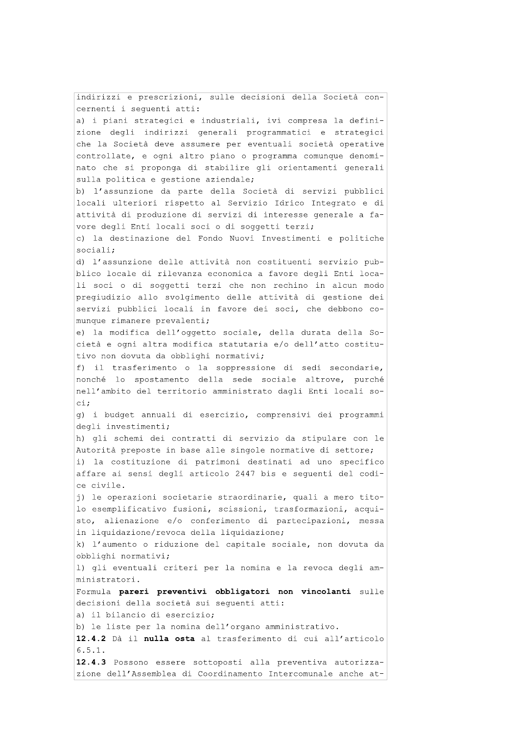indirizzi e prescrizioni, sulle decisioni della Società concernenti i seguenti atti:

a) i piani strategici e industriali, ivi compresa la definizione degli indirizzi generali programmatici e strategici che la Società deve assumere per eventuali società operative controllate, e ogni altro piano o programma comunque denominato che si proponga di stabilire gli orientamenti generali sulla politica e gestione aziendale;

b) l'assunzione da parte della Società di servizi pubblici locali ulteriori rispetto al Servizio Idrico Integrato e di attività di produzione di servizi di interesse generale a favore degli Enti locali soci o di soggetti terzi;

c) la destinazione del Fondo Nuovi Investimenti e politiche sociali;

d) l'assunzione delle attività non costituenti servizio pubblico locale di rilevanza economica a favore degli Enti locali soci o di soggetti terzi che non rechino in alcun modo pregiudizio allo svolgimento delle attività di gestione dei servizi pubblici locali in favore dei soci, che debbono comunque rimanere prevalenti;

e) la modifica dell'oggetto sociale, della durata della Società e ogni altra modifica statutaria e/o dell'atto costitutivo non dovuta da obblighi normativi;

f) il trasferimento o la soppressione di sedi secondarie, nonché lo spostamento della sede sociale altrove, purché nell'ambito del territorio amministrato dagli Enti locali soci;

g) i budget annuali di esercizio, comprensivi dei programmi degli investimenti;

h) gli schemi dei contratti di servizio da stipulare con le Autorità preposte in base alle singole normative di settore;

i) la costituzione di patrimoni destinati ad uno specifico affare ai sensi degli articolo 2447 bis e seguenti del codice civile.

j) le operazioni societarie straordinarie, quali a mero titolo esemplificativo fusioni, scissioni, trasformazioni, acquisto, alienazione e/o conferimento di partecipazioni, messa in liquidazione/revoca della liquidazione;

k) l'aumento o riduzione del capitale sociale, non dovuta da obblighi normativi;

l) gli eventuali criteri per la nomina e la revoca degli amministratori.

Formula **pareri preventivi obbligatori non vincolanti** sulle decisioni della società sui seguenti atti:

a) il bilancio di esercizio;

b) le liste per la nomina dell'organo amministrativo.

**12.4.2** Dà il **nulla osta** al trasferimento di cui all'articolo 6.5.1.

**12.4.3** Possono essere sottoposti alla preventiva autorizzazione dell'Assemblea di Coordinamento Intercomunale anche at-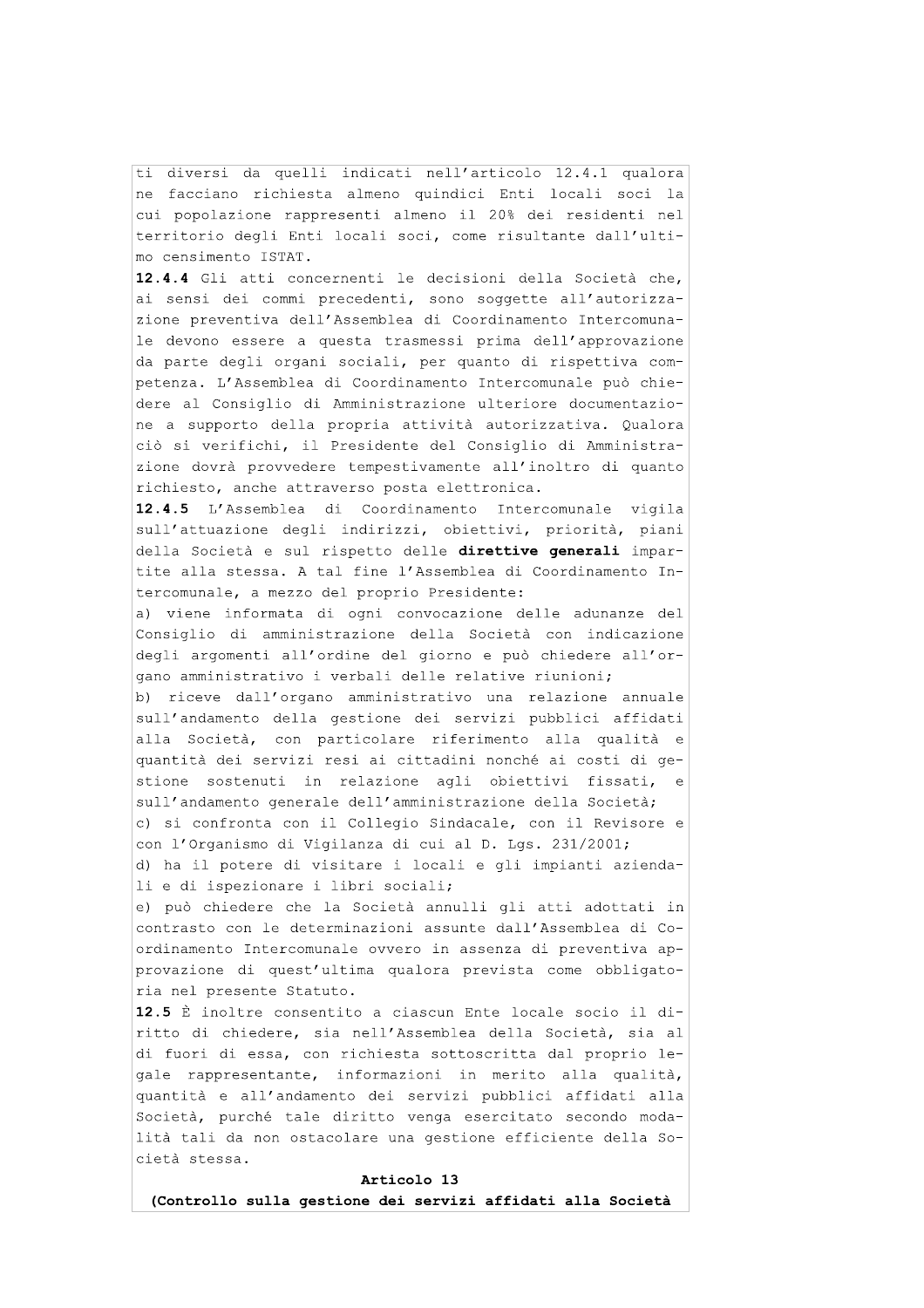ti diversi da quelli indicati nell'articolo 12.4.1 qualora ne facciano richiesta almeno quindici Enti locali soci la cui popolazione rappresenti almeno il 20% dei residenti nel territorio degli Enti locali soci, come risultante dall'ultimo censimento ISTAT.

**12.4.4** Gli atti concernenti le decisioni della Società che, ai sensi dei commi precedenti, sono soggette all'autorizzazione preventiva dell'Assemblea di Coordinamento Intercomunale devono essere a questa trasmessi prima dell'approvazione da parte degli organi sociali, per quanto di rispettiva competenza. L'Assemblea di Coordinamento Intercomunale può chiedere al Consiglio di Amministrazione ulteriore documentazione a supporto della propria attività autorizzativa. Qualora ciò si verifichi, il Presidente del Consiglio di Amministrazione dovrà provvedere tempestivamente all'inoltro di quanto richiesto, anche attraverso posta elettronica.

**12.4.5** L'Assemblea di Coordinamento Intercomunale vigila sull'attuazione degli indirizzi, obiettivi, priorità, piani della Società e sul rispetto delle **direttive generali** impartite alla stessa. A tal fine l'Assemblea di Coordinamento Intercomunale, a mezzo del proprio Presidente:

a) viene informata di ogni convocazione delle adunanze del Consiglio di amministrazione della Società con indicazione degli argomenti all'ordine del giorno e può chiedere all'organo amministrativo i verbali delle relative riunioni;

b) riceve dall'organo amministrativo una relazione annuale sull'andamento della gestione dei servizi pubblici affidati alla Società, con particolare riferimento alla qualità e quantità dei servizi resi ai cittadini nonché ai costi di gestione sostenuti in relazione agli obiettivi fissati, e sull'andamento generale dell'amministrazione della Società;

c) si confronta con il Collegio Sindacale, con il Revisore e con l'Organismo di Vigilanza di cui al D. Lgs. 231/2001;

d) ha il potere di visitare i locali e gli impianti aziendali e di ispezionare i libri sociali;

e) può chiedere che la Società annulli gli atti adottati in contrasto con le determinazioni assunte dall'Assemblea di Coordinamento Intercomunale ovvero in assenza di preventiva approvazione di quest'ultima qualora prevista come obbligatoria nel presente Statuto.

**12.5** È inoltre consentito a ciascun Ente locale socio il diritto di chiedere, sia nell'Assemblea della Società, sia al di fuori di essa, con richiesta sottoscritta dal proprio legale rappresentante, informazioni in merito alla qualità, quantità e all'andamento dei servizi pubblici affidati alla Società, purché tale diritto venga esercitato secondo modalità tali da non ostacolare una gestione efficiente della Società stessa.

## Articolo 13

**(Controllo sulla gestione dei servizi affidati alla Società**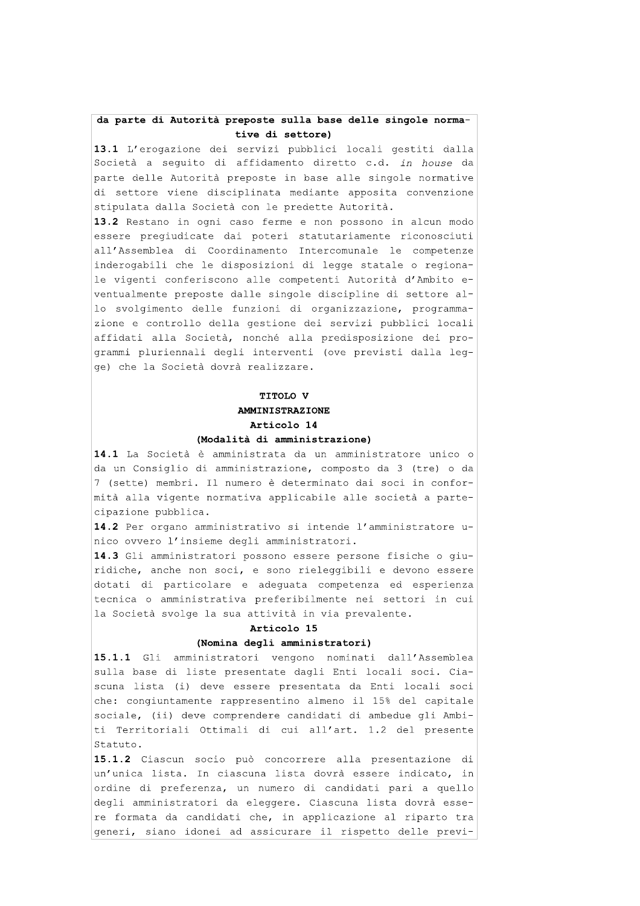**da parte di Autorità preposte sulla base delle singole normative di settore)**

**13.1** L'erogazione dei servizi pubblici locali gestiti dalla Società a seguito di affidamento diretto c.d. *in house* da parte delle Autorità preposte in base alle singole normative di settore viene disciplinata mediante apposita convenzione stipulata dalla Società con le predette Autorità.

**13.2** Restano in ogni caso ferme e non possono in alcun modo essere pregiudicate dai poteri statutariamente riconosciuti all'Assemblea di Coordinamento Intercomunale le competenze inderogabili che le disposizioni di legge statale o regionale vigenti conferiscono alle competenti Autorità d'Ambito eventualmente preposte dalle singole discipline di settore allo svolgimento delle funzioni di organizzazione, programmazione e controllo della gestione dei servizi pubblici locali affidati alla Società, nonché alla predisposizione dei programmi pluriennali degli interventi (ove previsti dalla legge) che la Società dovrà realizzare.

## TITOLO V
## AMMINISTRAZIONE
### Articolo 14
### (Modalità di amministrazione)

**14.1** La Società è amministrata da un amministratore unico o da un Consiglio di amministrazione, composto da 3 (tre) o da 7 (sette) membri. Il numero è determinato dai soci in conformità alla vigente normativa applicabile alle società a partecipazione pubblica.

**14.2** Per organo amministrativo si intende l'amministratore unico ovvero l'insieme degli amministratori.

**14.3** Gli amministratori possono essere persone fisiche o giuridiche, anche non soci, e sono rieleggibili e devono essere dotati di particolare e adeguata competenza ed esperienza tecnica o amministrativa preferibilmente nei settori in cui la Società svolge la sua attività in via prevalente.

### Articolo 15
### (Nomina degli amministratori)

**15.1.1** Gli amministratori vengono nominati dall'Assemblea sulla base di liste presentate dagli Enti locali soci. Ciascuna lista (i) deve essere presentata da Enti locali soci che: congiuntamente rappresentino almeno il 15% del capitale sociale, (ii) deve comprendere candidati di ambedue gli Ambiti Territoriali Ottimali di cui all'art. 1.2 del presente Statuto.

**15.1.2** Ciascun socio può concorrere alla presentazione di un'unica lista. In ciascuna lista dovrà essere indicato, in ordine di preferenza, un numero di candidati pari a quello degli amministratori da eleggere. Ciascuna lista dovrà essere formata da candidati che, in applicazione al riparto tra generi, siano idonei ad assicurare il rispetto delle previ-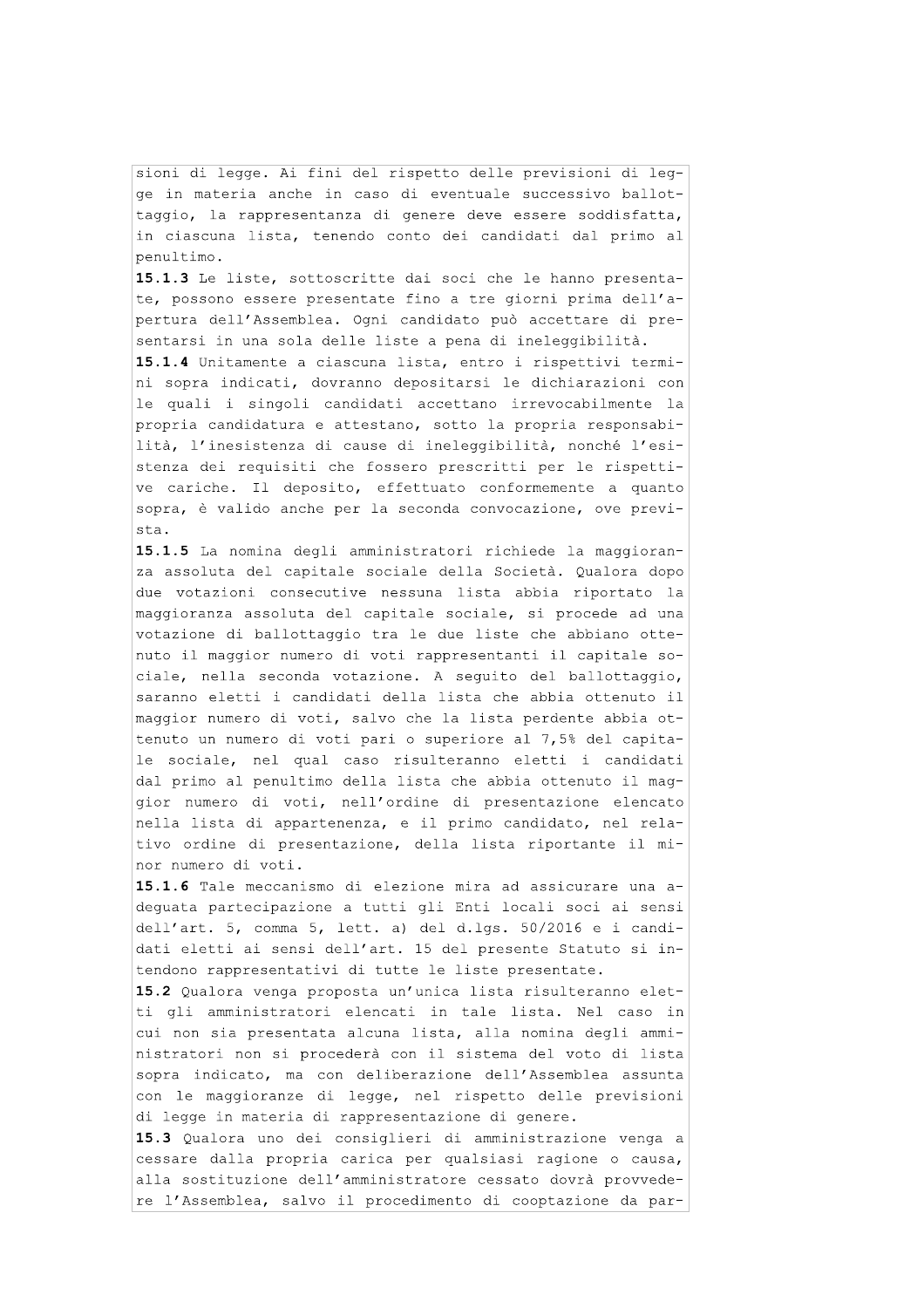sioni di legge. Ai fini del rispetto delle previsioni di legge in materia anche in caso di eventuale successivo ballottaggio, la rappresentanza di genere deve essere soddisfatta, in ciascuna lista, tenendo conto dei candidati dal primo al penultimo.

**15.1.3** Le liste, sottoscritte dai soci che le hanno presentate, possono essere presentate fino a tre giorni prima dell'apertura dell'Assemblea. Ogni candidato può accettare di presentarsi in una sola delle liste a pena di ineleggibilità.

**15.1.4** Unitamente a ciascuna lista, entro i rispettivi termini sopra indicati, dovranno depositarsi le dichiarazioni con le quali i singoli candidati accettano irrevocabilmente la propria candidatura e attestano, sotto la propria responsabilità, l'inesistenza di cause di ineleggibilità, nonché l'esistenza dei requisiti che fossero prescritti per le rispettive cariche. Il deposito, effettuato conformemente a quanto sopra, è valido anche per la seconda convocazione, ove prevista.

**15.1.5** La nomina degli amministratori richiede la maggioranza assoluta del capitale sociale della Società. Qualora dopo due votazioni consecutive nessuna lista abbia riportato la maggioranza assoluta del capitale sociale, si procede ad una votazione di ballottaggio tra le due liste che abbiano ottenuto il maggior numero di voti rappresentanti il capitale sociale, nella seconda votazione. A seguito del ballottaggio, saranno eletti i candidati della lista che abbia ottenuto il maggior numero di voti, salvo che la lista perdente abbia ottenuto un numero di voti pari o superiore al 7,5% del capitale sociale, nel qual caso risulteranno eletti i candidati dal primo al penultimo della lista che abbia ottenuto il maggior numero di voti, nell'ordine di presentazione elencato nella lista di appartenenza, e il primo candidato, nel relativo ordine di presentazione, della lista riportante il minor numero di voti.

**15.1.6** Tale meccanismo di elezione mira ad assicurare una adeguata partecipazione a tutti gli Enti locali soci ai sensi dell'art. 5, comma 5, lett. a) del d.lgs. 50/2016 e i candidati eletti ai sensi dell'art. 15 del presente Statuto si intendono rappresentativi di tutte le liste presentate.

**15.2** Qualora venga proposta un'unica lista risulteranno eletti gli amministratori elencati in tale lista. Nel caso in cui non sia presentata alcuna lista, alla nomina degli amministratori non si procederà con il sistema del voto di lista sopra indicato, ma con deliberazione dell'Assemblea assunta con le maggioranze di legge, nel rispetto delle previsioni di legge in materia di rappresentazione di genere.

**15.3** Qualora uno dei consiglieri di amministrazione venga a cessare dalla propria carica per qualsiasi ragione o causa, alla sostituzione dell'amministratore cessato dovrà provvedere l'Assemblea, salvo il procedimento di cooptazione da par-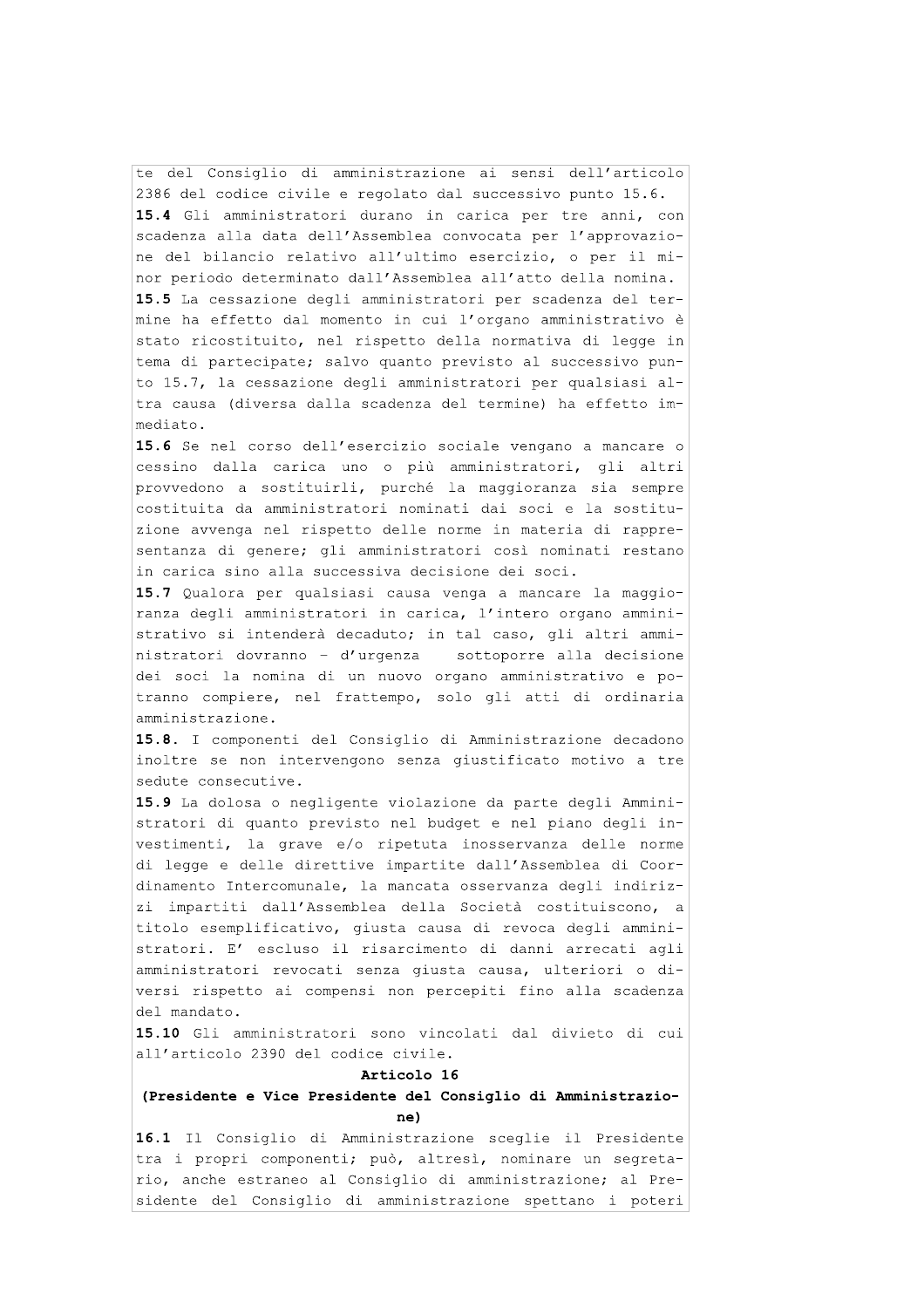te del Consiglio di amministrazione ai sensi dell'articolo 2386 del codice civile e regolato dal successivo punto 15.6.

**15.4** Gli amministratori durano in carica per tre anni, con scadenza alla data dell'Assemblea convocata per l'approvazione del bilancio relativo all'ultimo esercizio, o per il minor periodo determinato dall'Assemblea all'atto della nomina.

**15.5** La cessazione degli amministratori per scadenza del termine ha effetto dal momento in cui l'organo amministrativo è stato ricostituito, nel rispetto della normativa di legge in tema di partecipate; salvo quanto previsto al successivo punto 15.7, la cessazione degli amministratori per qualsiasi altra causa (diversa dalla scadenza del termine) ha effetto immediato.

**15.6** Se nel corso dell'esercizio sociale vengano a mancare o cessino dalla carica uno o più amministratori, gli altri provvedono a sostituirli, purché la maggioranza sia sempre costituita da amministratori nominati dai soci e la sostituzione avvenga nel rispetto delle norme in materia di rappresentanza di genere; gli amministratori così nominati restano in carica sino alla successiva decisione dei soci.

**15.7** Qualora per qualsiasi causa venga a mancare la maggioranza degli amministratori in carica, l'intero organo amministrativo si intenderà decaduto; in tal caso, gli altri amministratori dovranno – d'urgenza sottoporre alla decisione dei soci la nomina di un nuovo organo amministrativo e potranno compiere, nel frattempo, solo gli atti di ordinaria amministrazione.

**15.8.** I componenti del Consiglio di Amministrazione decadono inoltre se non intervengono senza giustificato motivo a tre sedute consecutive.

**15.9** La dolosa o negligente violazione da parte degli Amministratori di quanto previsto nel budget e nel piano degli investimenti, la grave e/o ripetuta inosservanza delle norme di legge e delle direttive impartite dall'Assemblea di Coordinamento Intercomunale, la mancata osservanza degli indirizzi impartiti dall'Assemblea della Società costituiscono, a titolo esemplificativo, giusta causa di revoca degli amministratori. E' escluso il risarcimento di danni arrecati agli amministratori revocati senza giusta causa, ulteriori o diversi rispetto ai compensi non percepiti fino alla scadenza del mandato.

**15.10** Gli amministratori sono vincolati dal divieto di cui all'articolo 2390 del codice civile.

**Articolo 16**

**(Presidente e Vice Presidente del Consiglio di Amministrazione)**

**16.1** Il Consiglio di Amministrazione sceglie il Presidente tra i propri componenti; può, altresì, nominare un segretario, anche estraneo al Consiglio di amministrazione; al Presidente del Consiglio di amministrazione spettano i poteri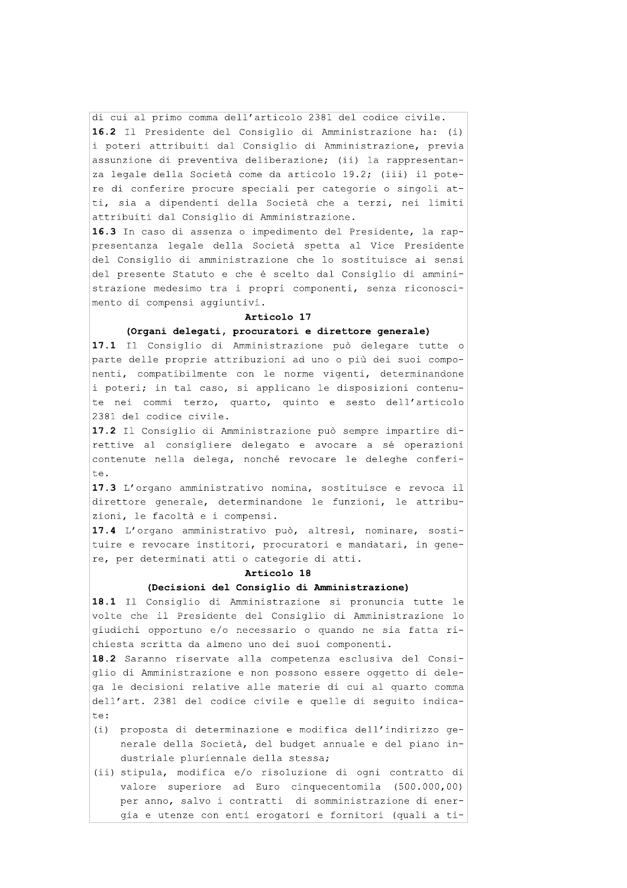di cui al primo comma dell'articolo 2381 del codice civile.

**16.2** Il Presidente del Consiglio di Amministrazione ha: (i) i poteri attribuiti dal Consiglio di Amministrazione, previa assunzione di preventiva deliberazione; (ii) la rappresentanza legale della Società come da articolo 19.2; (iii) il potere di conferire procure speciali per categorie o singoli atti, sia a dipendenti della Società che a terzi, nei limiti attribuiti dal Consiglio di Amministrazione.

**16.3** In caso di assenza o impedimento del Presidente, la rappresentanza legale della Società spetta al Vice Presidente del Consiglio di amministrazione che lo sostituisce ai sensi del presente Statuto e che è scelto dal Consiglio di amministrazione medesimo tra i propri componenti, senza riconoscimento di compensi aggiuntivi.

**Articolo 17**

**(Organi delegati, procuratori e direttore generale)**

**17.1** Il Consiglio di Amministrazione può delegare tutte o parte delle proprie attribuzioni ad uno o più dei suoi componenti, compatibilmente con le norme vigenti, determinandone i poteri; in tal caso, si applicano le disposizioni contenute nei commi terzo, quarto, quinto e sesto dell'articolo 2381 del codice civile.

**17.2** Il Consiglio di Amministrazione può sempre impartire direttive al consigliere delegato e avocare a sé operazioni contenute nella delega, nonché revocare le deleghe conferite.

**17.3** L'organo amministrativo nomina, sostituisce e revoca il direttore generale, determinandone le funzioni, le attribuzioni, le facoltà e i compensi.

**17.4** L'organo amministrativo può, altresì, nominare, sostituire e revocare institori, procuratori e mandatari, in genere, per determinati atti o categorie di atti.

**Articolo 18**

**(Decisioni del Consiglio di Amministrazione)**

**18.1** Il Consiglio di Amministrazione si pronuncia tutte le volte che il Presidente del Consiglio di Amministrazione lo giudichi opportuno e/o necessario o quando ne sia fatta richiesta scritta da almeno uno dei suoi componenti.

**18.2** Saranno riservate alla competenza esclusiva del Consiglio di Amministrazione e non possono essere oggetto di delega le decisioni relative alle materie di cui al quarto comma dell'art. 2381 del codice civile e quelle di seguito indicate:

(i) proposta di determinazione e modifica dell'indirizzo generale della Società, del budget annuale e del piano industriale pluriennale della stessa;

(ii) stipula, modifica e/o risoluzione di ogni contratto di valore superiore ad Euro cinquecentomila (500.000,00) per anno, salvo i contratti di somministrazione di energia e utenze con enti erogatori e fornitori (quali a ti-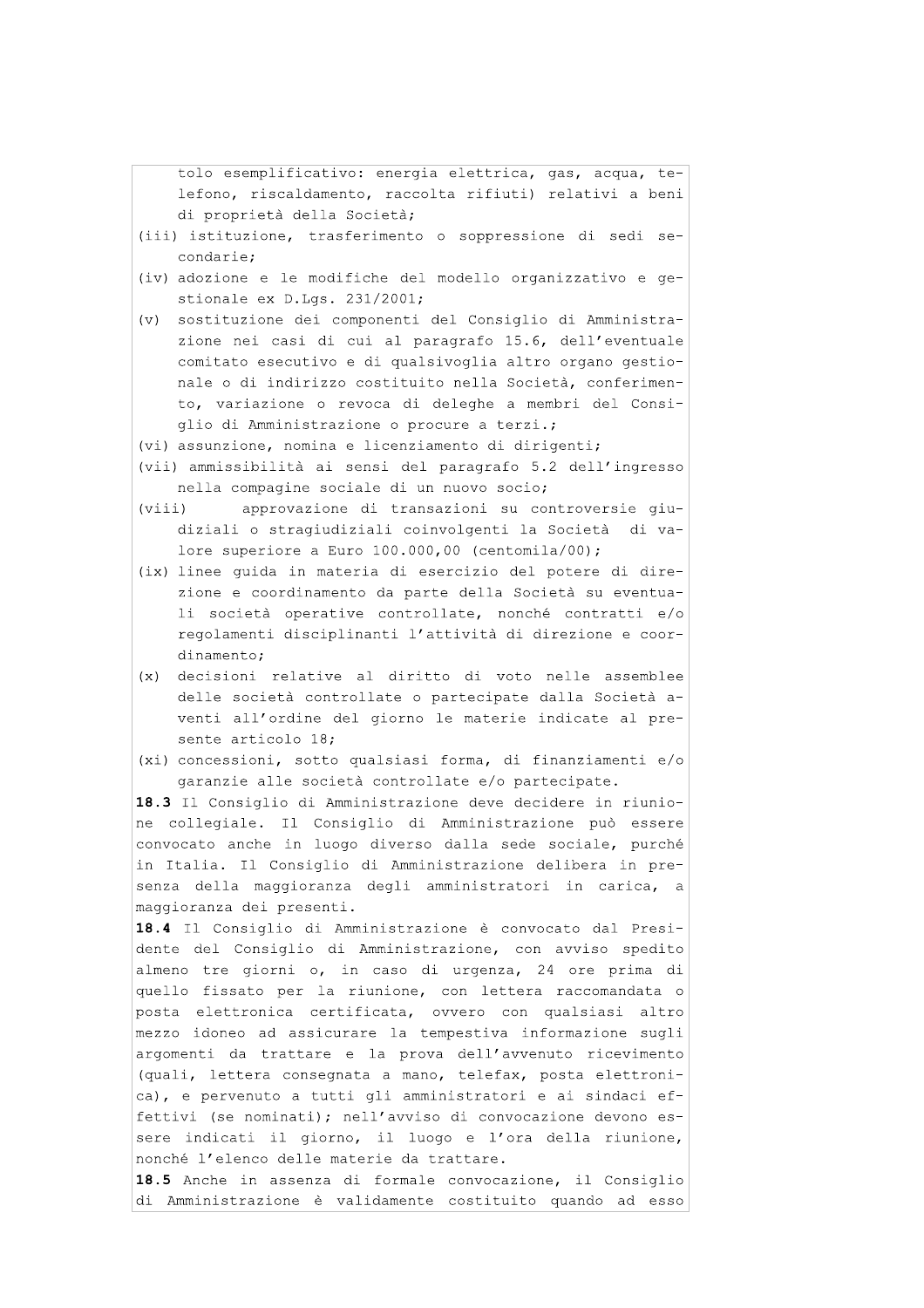tolo esemplificativo: energia elettrica, gas, acqua, telefono, riscaldamento, raccolta rifiuti) relativi a beni di proprietà della Società;

(iii) istituzione, trasferimento o soppressione di sedi secondarie;

(iv) adozione e le modifiche del modello organizzativo e gestionale ex D.Lgs. 231/2001;

(v) sostituzione dei componenti del Consiglio di Amministrazione nei casi di cui al paragrafo 15.6, dell'eventuale comitato esecutivo e di qualsivoglia altro organo gestionale o di indirizzo costituito nella Società, conferimento, variazione o revoca di deleghe a membri del Consiglio di Amministrazione o procure a terzi.;

(vi) assunzione, nomina e licenziamento di dirigenti;

(vii) ammissibilità ai sensi del paragrafo 5.2 dell'ingresso nella compagine sociale di un nuovo socio;

(viii) approvazione di transazioni su controversie giudiziali o stragiudiziali coinvolgenti la Società di valore superiore a Euro 100.000,00 (centomila/00);

(ix) linee guida in materia di esercizio del potere di direzione e coordinamento da parte della Società su eventuali società operative controllate, nonché contratti e/o regolamenti disciplinanti l'attività di direzione e coordinamento;

(x) decisioni relative al diritto di voto nelle assemblee delle società controllate o partecipate dalla Società aventi all'ordine del giorno le materie indicate al presente articolo 18;

(xi) concessioni, sotto qualsiasi forma, di finanziamenti e/o garanzie alle società controllate e/o partecipate.

**18.3** Il Consiglio di Amministrazione deve decidere in riunione collegiale. Il Consiglio di Amministrazione può essere convocato anche in luogo diverso dalla sede sociale, purché in Italia. Il Consiglio di Amministrazione delibera in presenza della maggioranza degli amministratori in carica, a maggioranza dei presenti.

**18.4** Il Consiglio di Amministrazione è convocato dal Presidente del Consiglio di Amministrazione, con avviso spedito almeno tre giorni o, in caso di urgenza, 24 ore prima di quello fissato per la riunione, con lettera raccomandata o posta elettronica certificata, ovvero con qualsiasi altro mezzo idoneo ad assicurare la tempestiva informazione sugli argomenti da trattare e la prova dell'avvenuto ricevimento (quali, lettera consegnata a mano, telefax, posta elettronica), e pervenuto a tutti gli amministratori e ai sindaci effettivi (se nominati); nell'avviso di convocazione devono essere indicati il giorno, il luogo e l'ora della riunione, nonché l'elenco delle materie da trattare.

**18.5** Anche in assenza di formale convocazione, il Consiglio di Amministrazione è validamente costituito quando ad esso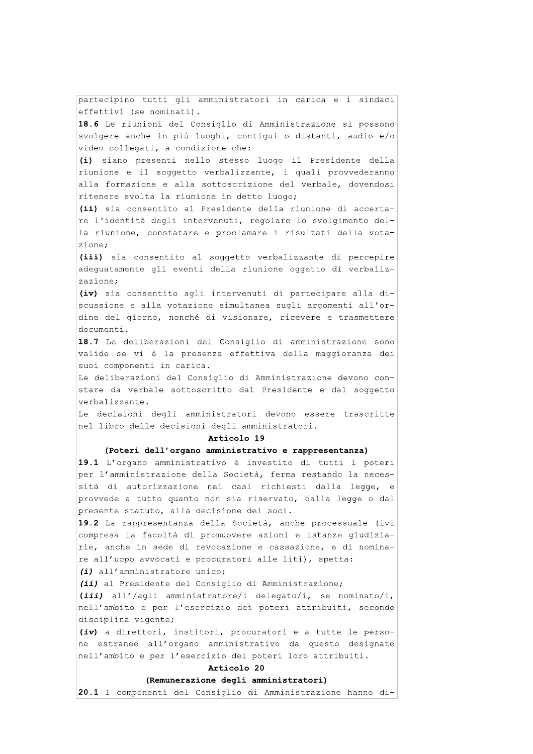partecipino tutti gli amministratori in carica e i sindaci effettivi (se nominati).

**18.6** Le riunioni del Consiglio di Amministrazione si possono svolgere anche in più luoghi, contigui o distanti, audio e/o video collegati, a condizione che:

**(i)** siano presenti nello stesso luogo il Presidente della riunione e il soggetto verbalizzante, i quali provvederanno alla formazione e alla sottoscrizione del verbale, dovendosi ritenere svolta la riunione in detto luogo;

**(ii)** sia consentito al Presidente della riunione di accertare l'identità degli intervenuti, regolare lo svolgimento della riunione, constatare e proclamare i risultati della votazione;

**(iii)** sia consentito al soggetto verbalizzante di percepire adeguatamente gli eventi della riunione oggetto di verbalizzazione;

**(iv)** sia consentito agli intervenuti di partecipare alla discussione e alla votazione simultanea sugli argomenti all'ordine del giorno, nonché di visionare, ricevere e trasmettere documenti.

**18.7** Le deliberazioni del Consiglio di amministrazione sono valide se vi è la presenza effettiva della maggioranza dei suoi componenti in carica.

Le deliberazioni del Consiglio di Amministrazione devono constare da verbale sottoscritto dal Presidente e dal soggetto verbalizzante.

Le decisioni degli amministratori devono essere trascritte nel libro delle decisioni degli amministratori.

**Articolo 19**

**(Poteri dell'organo amministrativo e rappresentanza)**

**19.1** L'organo amministrativo è investito di tutti i poteri per l'amministrazione della Società, ferma restando la necessità di autorizzazione nei casi richiesti dalla legge, e provvede a tutto quanto non sia riservato, dalla legge o dal presente statuto, alla decisione dei soci.

**19.2** La rappresentanza della Società, anche processuale (ivi compresa la facoltà di promuovere azioni e istanze giudiziarie, anche in sede di revocazione e cassazione, e di nominare all'uopo avvocati e procuratori alle liti), spetta:

***(i)*** all'amministratore unico;

***(ii)*** al Presidente del Consiglio di Amministrazione;

***(iii)*** all'/agli amministratore/i delegato/i, se nominato/i, nell'ambito e per l'esercizio dei poteri attribuiti, secondo disciplina vigente;

***(iv)*** a direttori, institori, procuratori e a tutte le persone estranee all'organo amministrativo da questo designate nell'ambito e per l'esercizio dei poteri loro attribuiti.

**Articolo 20**

**(Remunerazione degli amministratori)**

**20.1** I componenti del Consiglio di Amministrazione hanno di-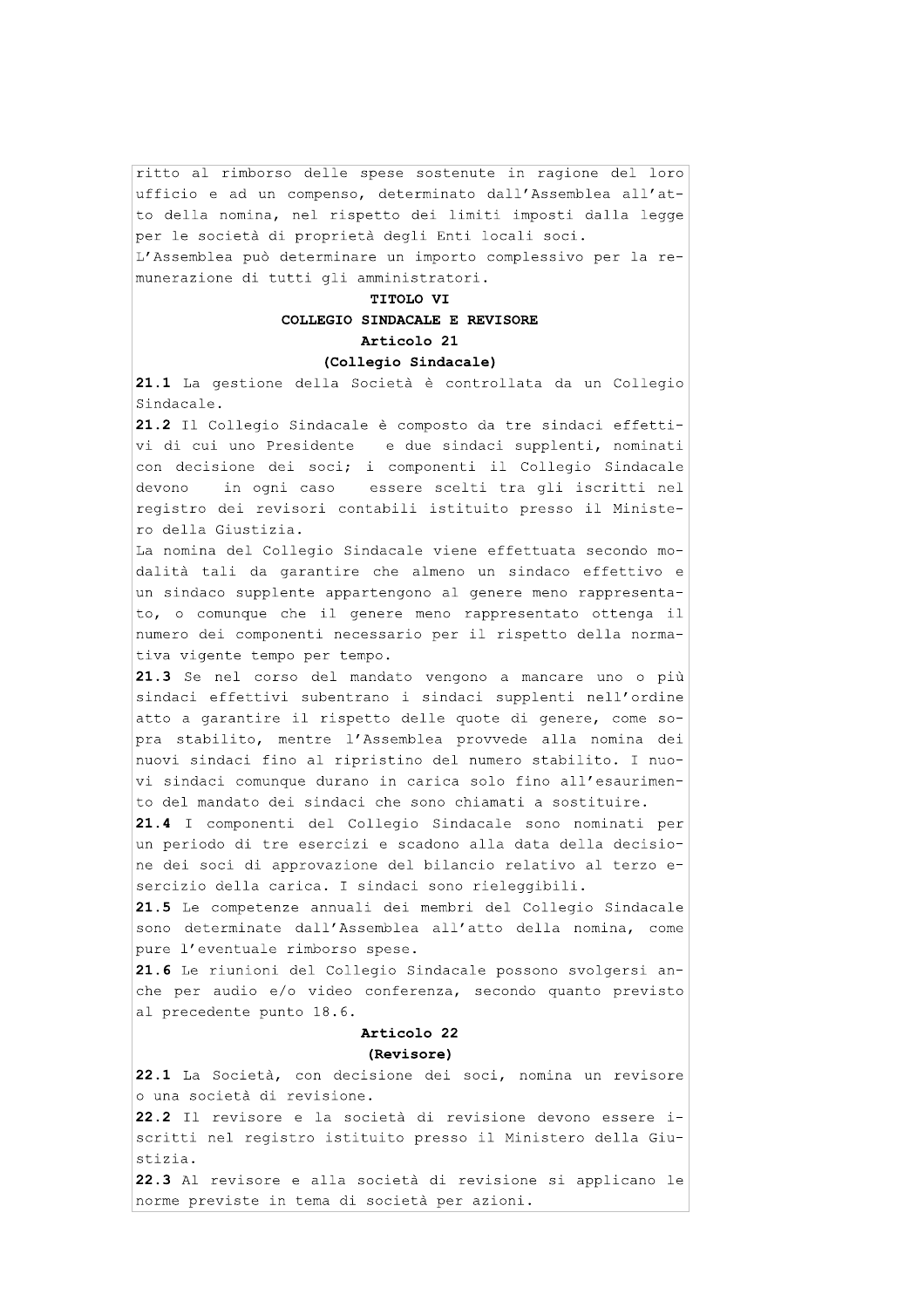ritto al rimborso delle spese sostenute in ragione del loro ufficio e ad un compenso, determinato dall'Assemblea all'atto della nomina, nel rispetto dei limiti imposti dalla legge per le società di proprietà degli Enti locali soci.

L'Assemblea può determinare un importo complessivo per la remunerazione di tutti gli amministratori.

**TITOLO VI**

**COLLEGIO SINDACALE E REVISORE**

**Articolo 21**

**(Collegio Sindacale)**

**21.1** La gestione della Società è controllata da un Collegio Sindacale.

**21.2** Il Collegio Sindacale è composto da tre sindaci effettivi di cui uno Presidente e due sindaci supplenti, nominati con decisione dei soci; i componenti il Collegio Sindacale devono in ogni caso essere scelti tra gli iscritti nel registro dei revisori contabili istituito presso il Ministero della Giustizia.

La nomina del Collegio Sindacale viene effettuata secondo modalità tali da garantire che almeno un sindaco effettivo e un sindaco supplente appartengono al genere meno rappresentato, o comunque che il genere meno rappresentato ottenga il numero dei componenti necessario per il rispetto della normativa vigente tempo per tempo.

**21.3** Se nel corso del mandato vengono a mancare uno o più sindaci effettivi subentrano i sindaci supplenti nell'ordine atto a garantire il rispetto delle quote di genere, come sopra stabilito, mentre l'Assemblea provvede alla nomina dei nuovi sindaci fino al ripristino del numero stabilito. I nuovi sindaci comunque durano in carica solo fino all'esaurimento del mandato dei sindaci che sono chiamati a sostituire.

**21.4** I componenti del Collegio Sindacale sono nominati per un periodo di tre esercizi e scadono alla data della decisione dei soci di approvazione del bilancio relativo al terzo esercizio della carica. I sindaci sono rieleggibili.

**21.5** Le competenze annuali dei membri del Collegio Sindacale sono determinate dall'Assemblea all'atto della nomina, come pure l'eventuale rimborso spese.

**21.6** Le riunioni del Collegio Sindacale possono svolgersi anche per audio e/o video conferenza, secondo quanto previsto al precedente punto 18.6.

**Articolo 22**

**(Revisore)**

**22.1** La Società, con decisione dei soci, nomina un revisore o una società di revisione.

**22.2** Il revisore e la società di revisione devono essere iscritti nel registro istituito presso il Ministero della Giustizia.

**22.3** Al revisore e alla società di revisione si applicano le norme previste in tema di società per azioni.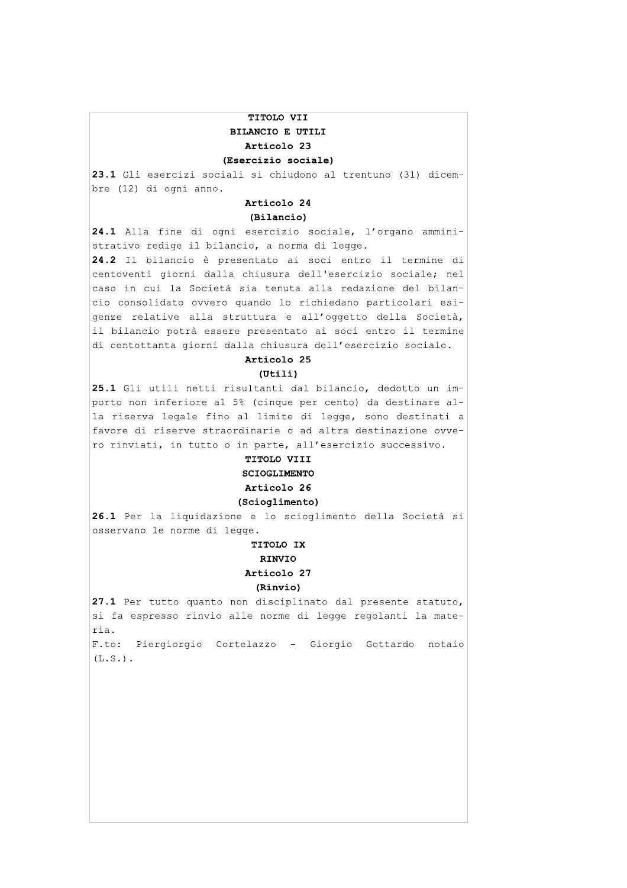**TITOLO VII**

**BILANCIO E UTILI**

**Articolo 23**

**(Esercizio sociale)**

**23.1** Gli esercizi sociali si chiudono al trentuno (31) dicembre (12) di ogni anno.

**Articolo 24**

**(Bilancio)**

**24.1** Alla fine di ogni esercizio sociale, l'organo amministrativo redige il bilancio, a norma di legge.

**24.2** Il bilancio è presentato ai soci entro il termine di centoventi giorni dalla chiusura dell'esercizio sociale; nel caso in cui la Società sia tenuta alla redazione del bilancio consolidato ovvero quando lo richiedano particolari esigenze relative alla struttura e all'oggetto della Società, il bilancio potrà essere presentato ai soci entro il termine di centottanta giorni dalla chiusura dell'esercizio sociale.

**Articolo 25**

**(Utili)**

**25.1** Gli utili netti risultanti dal bilancio, dedotto un importo non inferiore al 5% (cinque per cento) da destinare alla riserva legale fino al limite di legge, sono destinati a favore di riserve straordinarie o ad altra destinazione ovvero rinviati, in tutto o in parte, all'esercizio successivo.

**TITOLO VIII**

**SCIOGLIMENTO**

**Articolo 26**

**(Scioglimento)**

**26.1** Per la liquidazione e lo scioglimento della Società si osservano le norme di legge.

**TITOLO IX**

**RINVIO**

**Articolo 27**

**(Rinvio)**

**27.1** Per tutto quanto non disciplinato dal presente statuto, si fa espresso rinvio alle norme di legge regolanti la materia.

F.to: Piergiorgio Cortelazzo - Giorgio Gottardo notaio (L.S.).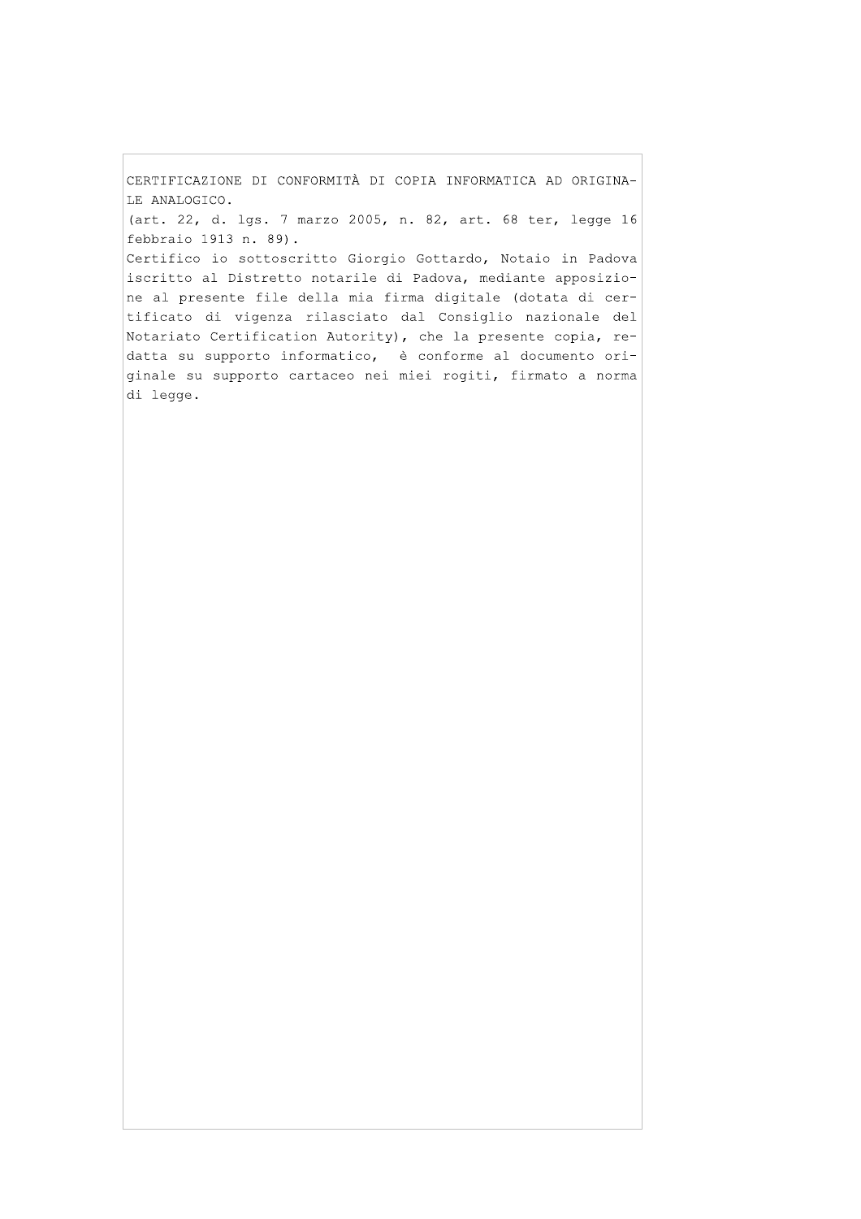CERTIFICAZIONE DI CONFORMITÀ DI COPIA INFORMATICA AD ORIGINALE ANALOGICO.

(art. 22, d. lgs. 7 marzo 2005, n. 82, art. 68 ter, legge 16 febbraio 1913 n. 89).

Certifico io sottoscritto Giorgio Gottardo, Notaio in Padova iscritto al Distretto notarile di Padova, mediante apposizione al presente file della mia firma digitale (dotata di certificato di vigenza rilasciato dal Consiglio nazionale del Notariato Certification Autority), che la presente copia, redatta su supporto informatico, è conforme al documento originale su supporto cartaceo nei miei rogiti, firmato a norma di legge.